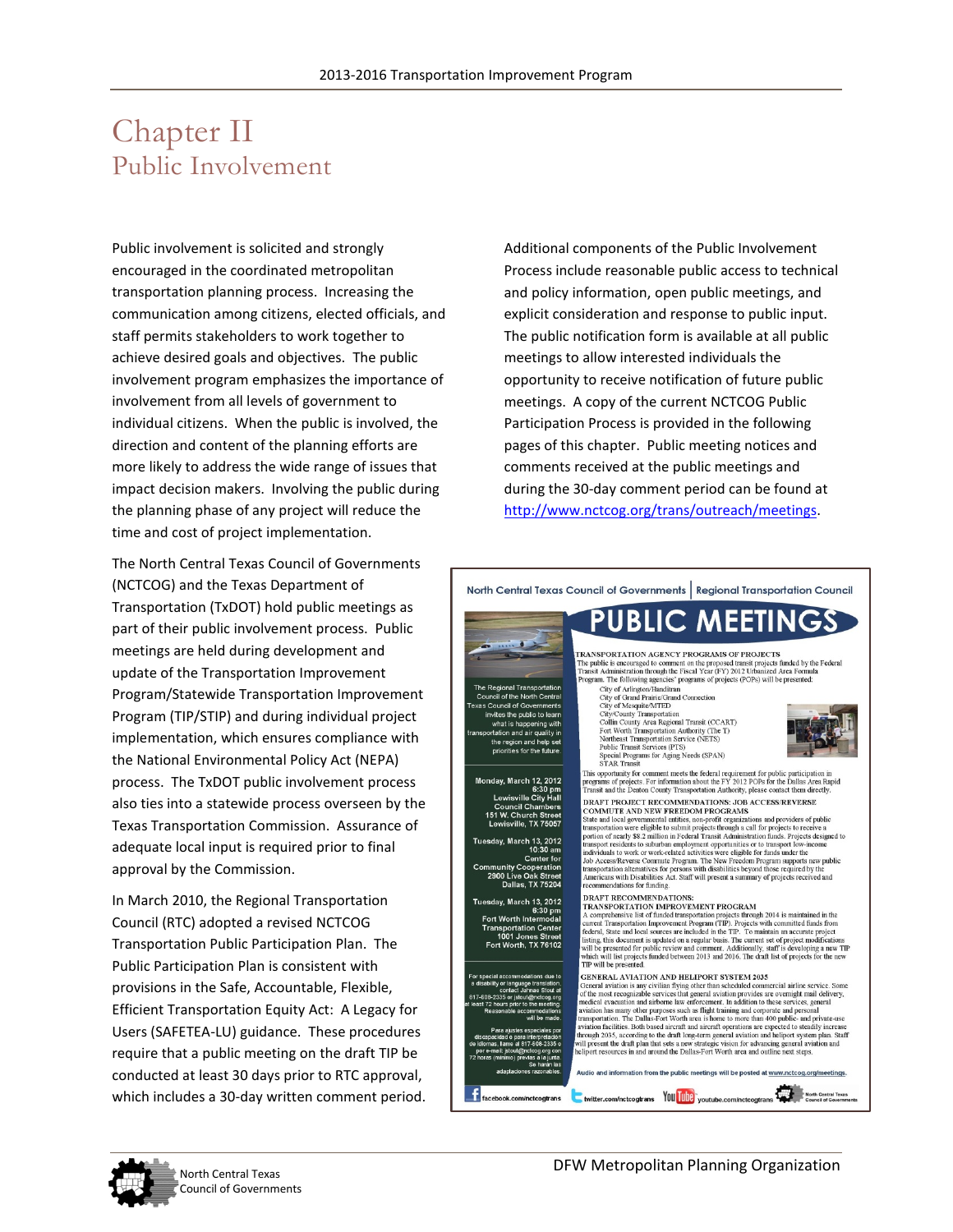# Chapter II
## Public Involvement

Public involvement is solicited and strongly encouraged in the coordinated metropolitan transportation planning process. Increasing the communication among citizens, elected officials, and staff permits stakeholders to work together to achieve desired goals and objectives. The public involvement program emphasizes the importance of involvement from all levels of government to individual citizens. When the public is involved, the direction and content of the planning efforts are more likely to address the wide range of issues that impact decision makers. Involving the public during the planning phase of any project will reduce the time and cost of project implementation.

The North Central Texas Council of Governments (NCTCOG) and the Texas Department of Transportation (TxDOT) hold public meetings as part of their public involvement process. Public meetings are held during development and update of the Transportation Improvement Program/Statewide Transportation Improvement Program (TIP/STIP) and during individual project implementation, which ensures compliance with the National Environmental Policy Act (NEPA) process. The TxDOT public involvement process also ties into a statewide process overseen by the Texas Transportation Commission. Assurance of adequate local input is required prior to final approval by the Commission.

In March 2010, the Regional Transportation Council (RTC) adopted a revised NCTCOG Transportation Public Participation Plan. The Public Participation Plan is consistent with provisions in the Safe, Accountable, Flexible, Efficient Transportation Equity Act: A Legacy for Users (SAFETEA-LU) guidance. These procedures require that a public meeting on the draft TIP be conducted at least 30 days prior to RTC approval, which includes a 30-day written comment period.

Additional components of the Public Involvement Process include reasonable public access to technical and policy information, open public meetings, and explicit consideration and response to public input. The public notification form is available at all public meetings to allow interested individuals the opportunity to receive notification of future public meetings. A copy of the current NCTCOG Public Participation Process is provided in the following pages of this chapter. Public meeting notices and comments received at the public meetings and during the 30-day comment period can be found at http://www.nctcog.org/trans/outreach/meetings.

North Central Texas Council of Governments | Regional Transportation Council

# PUBLIC MEETINGS

The Regional Transportation Council of the North Central Texas Council of Governments invites the public to learn what is happening with transportation and air quality in the region and help set priorities for the future.

**Monday, March 12, 2012**
6:30 pm
Lewisville City Hall
Council Chambers
151 W. Church Street
Lewisville, TX 75057

**Tuesday, March 13, 2012**
10:30 am
Center for Community Cooperation
2900 Live Oak Street
Dallas, TX 75204

**Tuesday, March 13, 2012**
6:30 pm
Fort Worth Intermodal Transportation Center
1001 Jones Street
Fort Worth, TX 76102

For special accommodations due to a disability or language translation, contact Jahnae Stout at 817-608-2335 or jstout@nctcog.org at least 72 hours prior to the meeting. Reasonable accommodations will be made.

Para ajustes especiales por discapacidad o para interpretación de idiomas, llame al 817-608-2335 o por e-mail: jstout@nctcog.org con 72 horas (mínimo) previas a la junta. Se harán las adaptaciones razonables.

**TRANSPORTATION AGENCY PROGRAMS OF PROJECTS**
The public is encouraged to comment on the proposed transit projects funded by the Federal Transit Administration through the Fiscal Year (FY) 2012 Urbanized Area Formula Program. The following agencies' programs of projects (POPs) will be presented:

- City of Arlington/Handitran
- City of Grand Prairie/Grand Connection
- City of Mesquite/MTED
- City/County Transportation
- Collin County Area Regional Transit (CCART)
- Fort Worth Transportation Authority (The T)
- Northeast Transportation Service (NETS)
- Public Transit Services (PTS)
- Special Programs for Aging Needs (SPAN)
- STAR Transit

This opportunity for comment meets the federal requirement for public participation in programs of projects. For information about the FY 2012 POPs for the Dallas Area Rapid Transit and the Denton County Transportation Authority, please contact them directly.

**DRAFT PROJECT RECOMMENDATIONS: JOB ACCESS/REVERSE COMMUTE AND NEW FREEDOM PROGRAMS**
State and local governmental entities, non-profit organizations and providers of public transportation were eligible to submit projects through a call for projects to receive a portion of nearly $8.2 million in Federal Transit Administration funds. Projects designed to transport residents to suburban employment opportunities or to transport low-income individuals to work or work-related activities were eligible for funds under the Job Access/Reverse Commute Program. The New Freedom Program supports new public transportation alternatives for persons with disabilities beyond those required by the Americans with Disabilities Act. Staff will present a summary of projects received and recommendations for funding.

**DRAFT RECOMMENDATIONS: TRANSPORTATION IMPROVEMENT PROGRAM**
A comprehensive list of funded transportation projects through 2014 is maintained in the current Transportation Improvement Program (TIP). Projects with committed funds from federal, State and local sources are included in the TIP. To maintain an accurate project listing, this document is updated on a regular basis. The current set of project modifications will be presented for public review and comment. Additionally, staff is developing a new TIP which will list projects funded between 2013 and 2016. The draft list of projects for the new TIP will be presented.

**GENERAL AVIATION AND HELIPORT SYSTEM 2035**
General aviation is any civilian flying other than scheduled commercial airline service. Some of the most recognizable services that general aviation provides are overnight mail delivery, medical evacuation and airborne law enforcement. In addition to these services, general aviation has many other purposes such as flight training and corporate and personal transportation. The Dallas-Fort Worth area is home to more than 400 public- and private-use aviation facilities. Both based aircraft and aircraft operations are expected to steadily increase through 2035, according to the draft long-term general aviation and heliport system plan. Staff will present the draft plan that sets a new strategic vision for advancing general aviation and heliport resources in and around the Dallas-Fort Worth area and outline next steps.

Audio and information from the public meetings will be posted at www.nctcog.org/meetings.

facebook.com/nctcogtrans | twitter.com/nctcogtrans | youtube.com/nctcogtrans | North Central Texas Council of Governments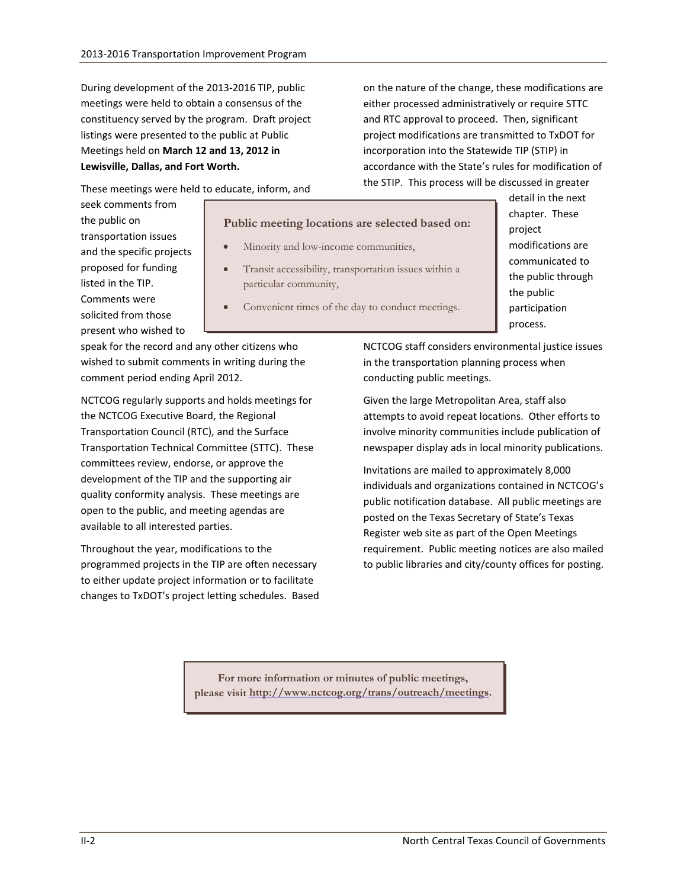During development of the 2013-2016 TIP, public meetings were held to obtain a consensus of the constituency served by the program. Draft project listings were presented to the public at Public Meetings held on **March 12 and 13, 2012 in Lewisville, Dallas, and Fort Worth.**

These meetings were held to educate, inform, and seek comments from the public on transportation issues and the specific projects proposed for funding listed in the TIP. Comments were solicited from those present who wished to speak for the record and any other citizens who wished to submit comments in writing during the comment period ending April 2012.

**Public meeting locations are selected based on:**

- Minority and low-income communities,
- Transit accessibility, transportation issues within a particular community,
- Convenient times of the day to conduct meetings.

NCTCOG regularly supports and holds meetings for the NCTCOG Executive Board, the Regional Transportation Council (RTC), and the Surface Transportation Technical Committee (STTC). These committees review, endorse, or approve the development of the TIP and the supporting air quality conformity analysis. These meetings are open to the public, and meeting agendas are available to all interested parties.

Throughout the year, modifications to the programmed projects in the TIP are often necessary to either update project information or to facilitate changes to TxDOT's project letting schedules. Based on the nature of the change, these modifications are either processed administratively or require STTC and RTC approval to proceed. Then, significant project modifications are transmitted to TxDOT for incorporation into the Statewide TIP (STIP) in accordance with the State's rules for modification of the STIP. This process will be discussed in greater detail in the next chapter. These project modifications are communicated to the public through the public participation process.

NCTCOG staff considers environmental justice issues in the transportation planning process when conducting public meetings.

Given the large Metropolitan Area, staff also attempts to avoid repeat locations. Other efforts to involve minority communities include publication of newspaper display ads in local minority publications.

Invitations are mailed to approximately 8,000 individuals and organizations contained in NCTCOG's public notification database. All public meetings are posted on the Texas Secretary of State's Texas Register web site as part of the Open Meetings requirement. Public meeting notices are also mailed to public libraries and city/county offices for posting.

**For more information or minutes of public meetings, please visit [http://www.nctcog.org/trans/outreach/meetings](http://www.nctcog.org/trans/outreach/meetings).**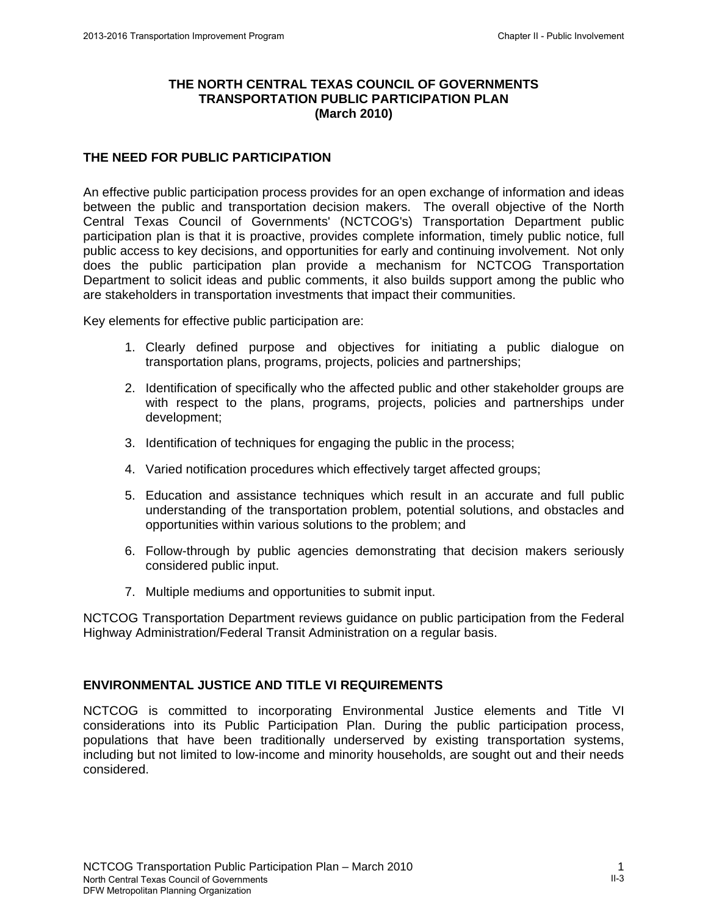# THE NORTH CENTRAL TEXAS COUNCIL OF GOVERNMENTS TRANSPORTATION PUBLIC PARTICIPATION PLAN (March 2010)

## THE NEED FOR PUBLIC PARTICIPATION

An effective public participation process provides for an open exchange of information and ideas between the public and transportation decision makers. The overall objective of the North Central Texas Council of Governments' (NCTCOG's) Transportation Department public participation plan is that it is proactive, provides complete information, timely public notice, full public access to key decisions, and opportunities for early and continuing involvement. Not only does the public participation plan provide a mechanism for NCTCOG Transportation Department to solicit ideas and public comments, it also builds support among the public who are stakeholders in transportation investments that impact their communities.

Key elements for effective public participation are:

1. Clearly defined purpose and objectives for initiating a public dialogue on transportation plans, programs, projects, policies and partnerships;
2. Identification of specifically who the affected public and other stakeholder groups are with respect to the plans, programs, projects, policies and partnerships under development;
3. Identification of techniques for engaging the public in the process;
4. Varied notification procedures which effectively target affected groups;
5. Education and assistance techniques which result in an accurate and full public understanding of the transportation problem, potential solutions, and obstacles and opportunities within various solutions to the problem; and
6. Follow-through by public agencies demonstrating that decision makers seriously considered public input.
7. Multiple mediums and opportunities to submit input.

NCTCOG Transportation Department reviews guidance on public participation from the Federal Highway Administration/Federal Transit Administration on a regular basis.

## ENVIRONMENTAL JUSTICE AND TITLE VI REQUIREMENTS

NCTCOG is committed to incorporating Environmental Justice elements and Title VI considerations into its Public Participation Plan. During the public participation process, populations that have been traditionally underserved by existing transportation systems, including but not limited to low-income and minority households, are sought out and their needs considered.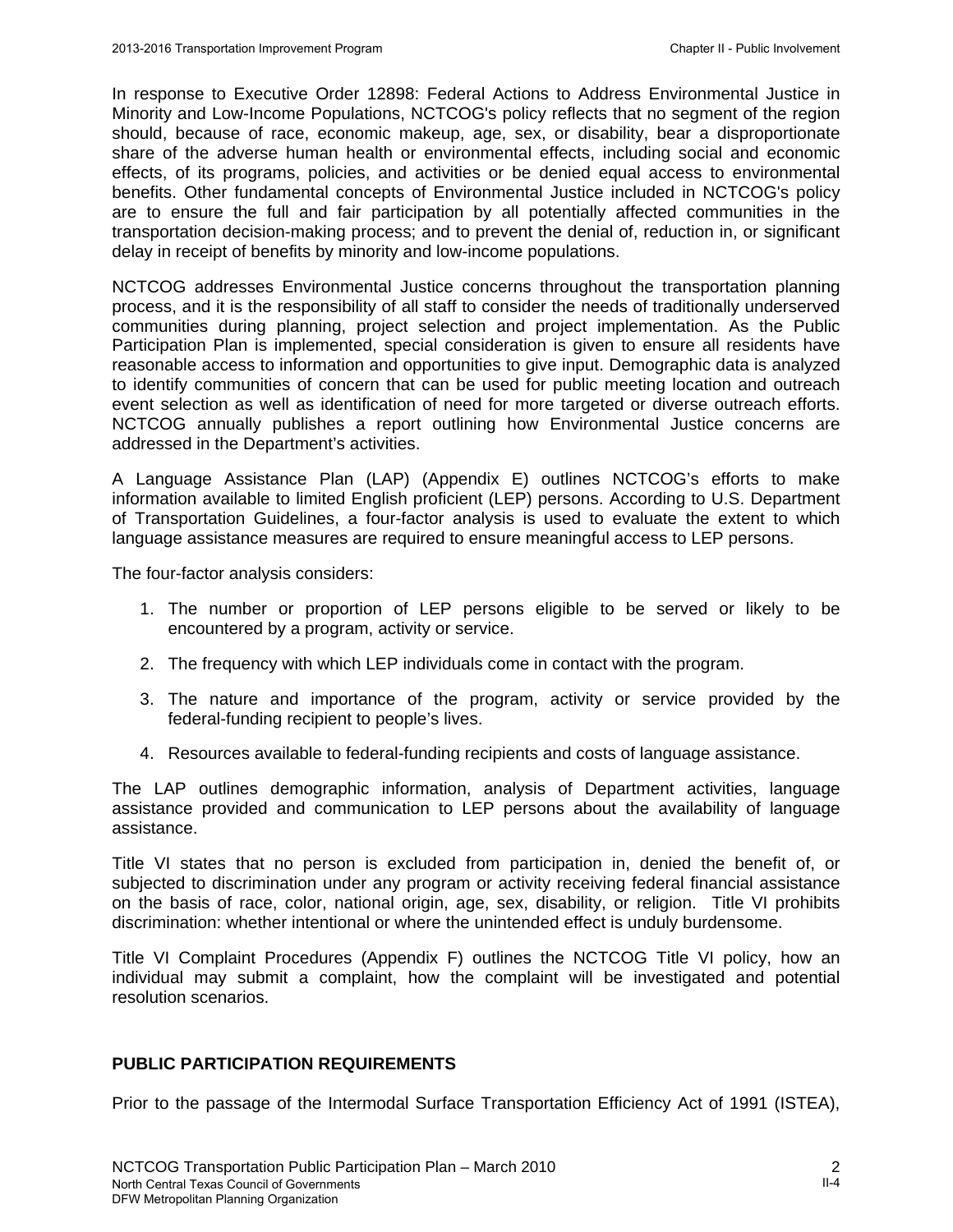In response to Executive Order 12898: Federal Actions to Address Environmental Justice in Minority and Low-Income Populations, NCTCOG's policy reflects that no segment of the region should, because of race, economic makeup, age, sex, or disability, bear a disproportionate share of the adverse human health or environmental effects, including social and economic effects, of its programs, policies, and activities or be denied equal access to environmental benefits. Other fundamental concepts of Environmental Justice included in NCTCOG's policy are to ensure the full and fair participation by all potentially affected communities in the transportation decision-making process; and to prevent the denial of, reduction in, or significant delay in receipt of benefits by minority and low-income populations.

NCTCOG addresses Environmental Justice concerns throughout the transportation planning process, and it is the responsibility of all staff to consider the needs of traditionally underserved communities during planning, project selection and project implementation. As the Public Participation Plan is implemented, special consideration is given to ensure all residents have reasonable access to information and opportunities to give input. Demographic data is analyzed to identify communities of concern that can be used for public meeting location and outreach event selection as well as identification of need for more targeted or diverse outreach efforts. NCTCOG annually publishes a report outlining how Environmental Justice concerns are addressed in the Department's activities.

A Language Assistance Plan (LAP) (Appendix E) outlines NCTCOG's efforts to make information available to limited English proficient (LEP) persons. According to U.S. Department of Transportation Guidelines, a four-factor analysis is used to evaluate the extent to which language assistance measures are required to ensure meaningful access to LEP persons.

The four-factor analysis considers:

1. The number or proportion of LEP persons eligible to be served or likely to be encountered by a program, activity or service.
2. The frequency with which LEP individuals come in contact with the program.
3. The nature and importance of the program, activity or service provided by the federal-funding recipient to people's lives.
4. Resources available to federal-funding recipients and costs of language assistance.

The LAP outlines demographic information, analysis of Department activities, language assistance provided and communication to LEP persons about the availability of language assistance.

Title VI states that no person is excluded from participation in, denied the benefit of, or subjected to discrimination under any program or activity receiving federal financial assistance on the basis of race, color, national origin, age, sex, disability, or religion. Title VI prohibits discrimination: whether intentional or where the unintended effect is unduly burdensome.

Title VI Complaint Procedures (Appendix F) outlines the NCTCOG Title VI policy, how an individual may submit a complaint, how the complaint will be investigated and potential resolution scenarios.

## PUBLIC PARTICIPATION REQUIREMENTS

Prior to the passage of the Intermodal Surface Transportation Efficiency Act of 1991 (ISTEA),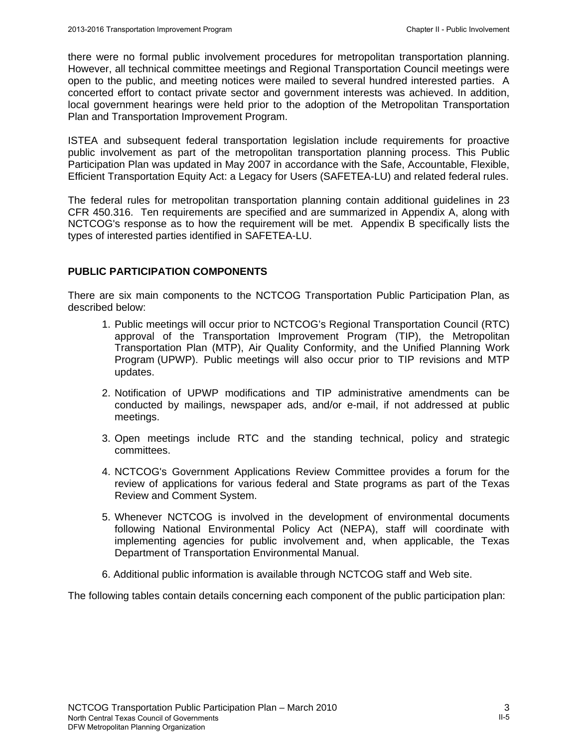there were no formal public involvement procedures for metropolitan transportation planning. However, all technical committee meetings and Regional Transportation Council meetings were open to the public, and meeting notices were mailed to several hundred interested parties. A concerted effort to contact private sector and government interests was achieved. In addition, local government hearings were held prior to the adoption of the Metropolitan Transportation Plan and Transportation Improvement Program.

ISTEA and subsequent federal transportation legislation include requirements for proactive public involvement as part of the metropolitan transportation planning process. This Public Participation Plan was updated in May 2007 in accordance with the Safe, Accountable, Flexible, Efficient Transportation Equity Act: a Legacy for Users (SAFETEA-LU) and related federal rules.

The federal rules for metropolitan transportation planning contain additional guidelines in 23 CFR 450.316. Ten requirements are specified and are summarized in Appendix A, along with NCTCOG's response as to how the requirement will be met. Appendix B specifically lists the types of interested parties identified in SAFETEA-LU.

## PUBLIC PARTICIPATION COMPONENTS

There are six main components to the NCTCOG Transportation Public Participation Plan, as described below:

1. Public meetings will occur prior to NCTCOG's Regional Transportation Council (RTC) approval of the Transportation Improvement Program (TIP), the Metropolitan Transportation Plan (MTP), Air Quality Conformity, and the Unified Planning Work Program (UPWP). Public meetings will also occur prior to TIP revisions and MTP updates.

2. Notification of UPWP modifications and TIP administrative amendments can be conducted by mailings, newspaper ads, and/or e-mail, if not addressed at public meetings.

3. Open meetings include RTC and the standing technical, policy and strategic committees.

4. NCTCOG's Government Applications Review Committee provides a forum for the review of applications for various federal and State programs as part of the Texas Review and Comment System.

5. Whenever NCTCOG is involved in the development of environmental documents following National Environmental Policy Act (NEPA), staff will coordinate with implementing agencies for public involvement and, when applicable, the Texas Department of Transportation Environmental Manual.

6. Additional public information is available through NCTCOG staff and Web site.

The following tables contain details concerning each component of the public participation plan: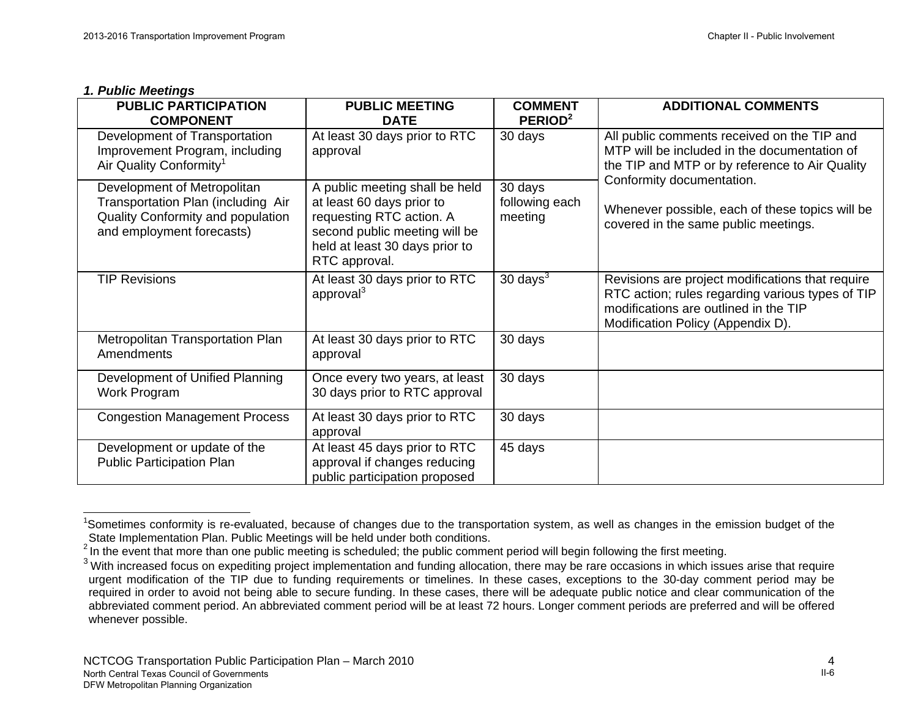### *1. Public Meetings*

| PUBLIC PARTICIPATION COMPONENT | PUBLIC MEETING DATE | COMMENT PERIOD[2] | ADDITIONAL COMMENTS |
|---|---|---|---|
| Development of Transportation Improvement Program, including Air Quality Conformity[1] | At least 30 days prior to RTC approval | 30 days | All public comments received on the TIP and MTP will be included in the documentation of the TIP and MTP or by reference to Air Quality Conformity documentation. Whenever possible, each of these topics will be covered in the same public meetings. |
| Development of Metropolitan Transportation Plan (including Air Quality Conformity and population and employment forecasts) | A public meeting shall be held at least 60 days prior to requesting RTC action. A second public meeting will be held at least 30 days prior to RTC approval. | 30 days following each meeting | |
| TIP Revisions | At least 30 days prior to RTC approval[3] | 30 days[3] | Revisions are project modifications that require RTC action; rules regarding various types of TIP modifications are outlined in the TIP Modification Policy (Appendix D). |
| Metropolitan Transportation Plan Amendments | At least 30 days prior to RTC approval | 30 days | |
| Development of Unified Planning Work Program | Once every two years, at least 30 days prior to RTC approval | 30 days | |
| Congestion Management Process | At least 30 days prior to RTC approval | 30 days | |
| Development or update of the Public Participation Plan | At least 45 days prior to RTC approval if changes reducing public participation proposed | 45 days | |

[1] Sometimes conformity is re-evaluated, because of changes due to the transportation system, as well as changes in the emission budget of the State Implementation Plan. Public Meetings will be held under both conditions.

[2] In the event that more than one public meeting is scheduled; the public comment period will begin following the first meeting.

[3] With increased focus on expediting project implementation and funding allocation, there may be rare occasions in which issues arise that require urgent modification of the TIP due to funding requirements or timelines. In these cases, exceptions to the 30-day comment period may be required in order to avoid not being able to secure funding. In these cases, there will be adequate public notice and clear communication of the abbreviated comment period. An abbreviated comment period will be at least 72 hours. Longer comment periods are preferred and will be offered whenever possible.

NCTCOG Transportation Public Participation Plan – March 2010
North Central Texas Council of Governments
DFW Metropolitan Planning Organization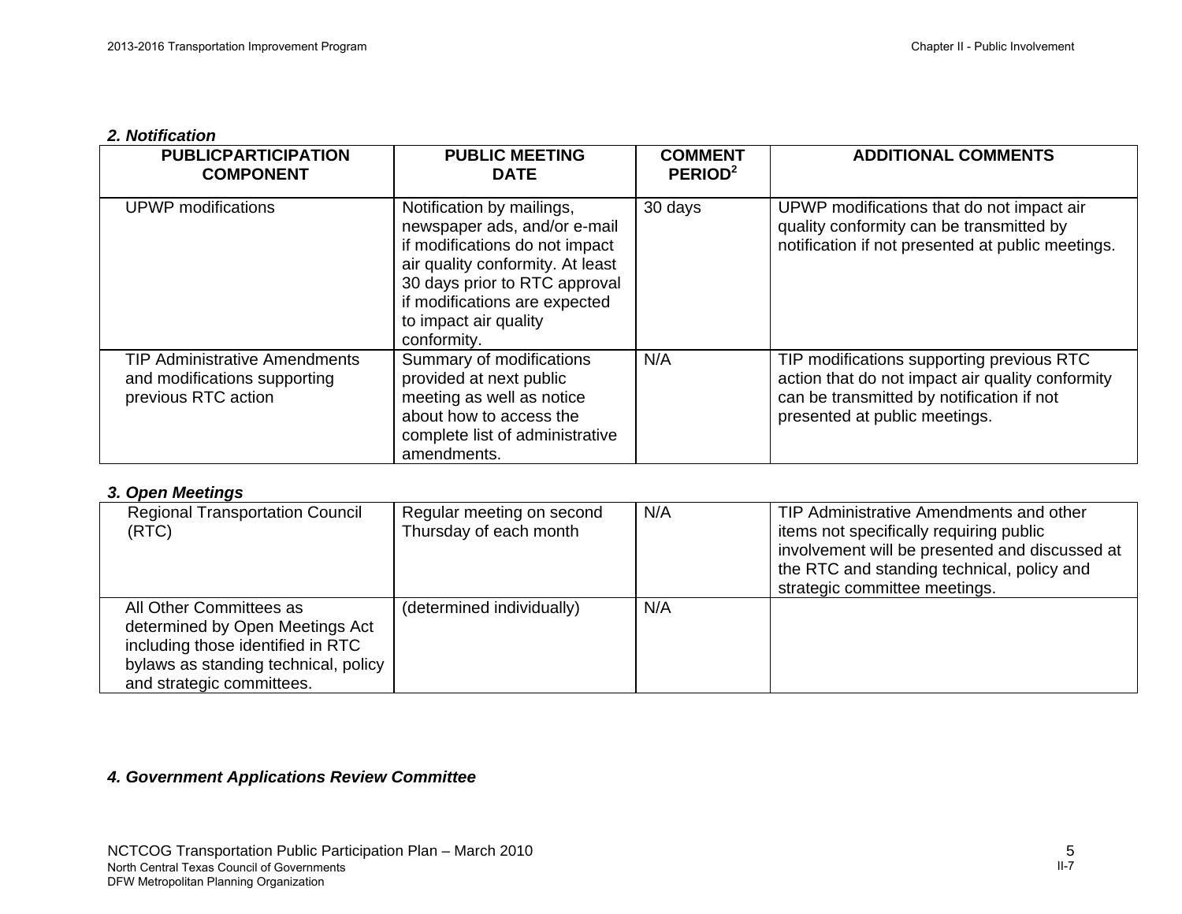***2. Notification***

| PUBLICPARTICIPATION COMPONENT | PUBLIC MEETING DATE | COMMENT PERIOD[2] | ADDITIONAL COMMENTS |
|---|---|---|---|
| UPWP modifications | Notification by mailings, newspaper ads, and/or e-mail if modifications do not impact air quality conformity. At least 30 days prior to RTC approval if modifications are expected to impact air quality conformity. | 30 days | UPWP modifications that do not impact air quality conformity can be transmitted by notification if not presented at public meetings. |
| TIP Administrative Amendments and modifications supporting previous RTC action | Summary of modifications provided at next public meeting as well as notice about how to access the complete list of administrative amendments. | N/A | TIP modifications supporting previous RTC action that do not impact air quality conformity can be transmitted by notification if not presented at public meetings. |

***3. Open Meetings***

| PUBLICPARTICIPATION COMPONENT | PUBLIC MEETING DATE | COMMENT PERIOD | ADDITIONAL COMMENTS |
|---|---|---|---|
| Regional Transportation Council (RTC) | Regular meeting on second Thursday of each month | N/A | TIP Administrative Amendments and other items not specifically requiring public involvement will be presented and discussed at the RTC and standing technical, policy and strategic committee meetings. |
| All Other Committees as determined by Open Meetings Act including those identified in RTC bylaws as standing technical, policy and strategic committees. | (determined individually) | N/A | |

***4. Government Applications Review Committee***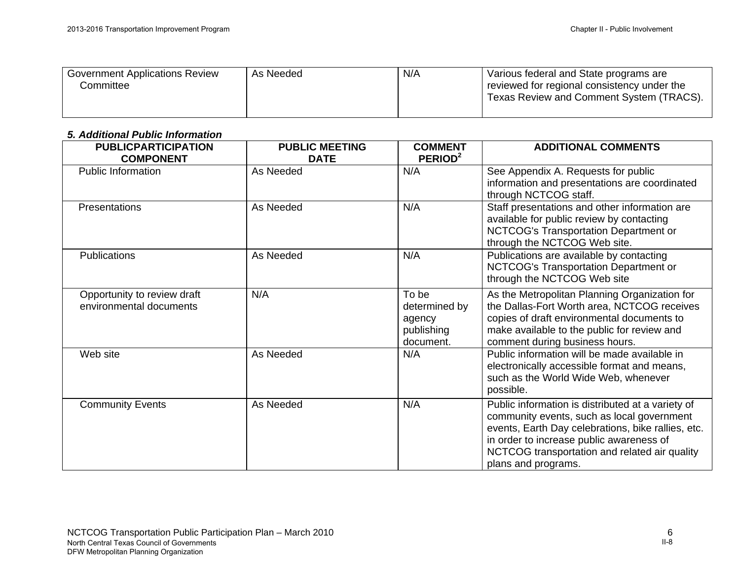| Government Applications Review Committee | As Needed | N/A | Various federal and State programs are reviewed for regional consistency under the Texas Review and Comment System (TRACS). |
|---|---|---|---|

***5. Additional Public Information***

| PUBLICPARTICIPATION COMPONENT | PUBLIC MEETING DATE | COMMENT PERIOD[2] | ADDITIONAL COMMENTS |
|---|---|---|---|
| Public Information | As Needed | N/A | See Appendix A. Requests for public information and presentations are coordinated through NCTCOG staff. |
| Presentations | As Needed | N/A | Staff presentations and other information are available for public review by contacting NCTCOG's Transportation Department or through the NCTCOG Web site. |
| Publications | As Needed | N/A | Publications are available by contacting NCTCOG's Transportation Department or through the NCTCOG Web site |
| Opportunity to review draft environmental documents | N/A | To be determined by agency publishing document. | As the Metropolitan Planning Organization for the Dallas-Fort Worth area, NCTCOG receives copies of draft environmental documents to make available to the public for review and comment during business hours. |
| Web site | As Needed | N/A | Public information will be made available in electronically accessible format and means, such as the World Wide Web, whenever possible. |
| Community Events | As Needed | N/A | Public information is distributed at a variety of community events, such as local government events, Earth Day celebrations, bike rallies, etc. in order to increase public awareness of NCTCOG transportation and related air quality plans and programs. |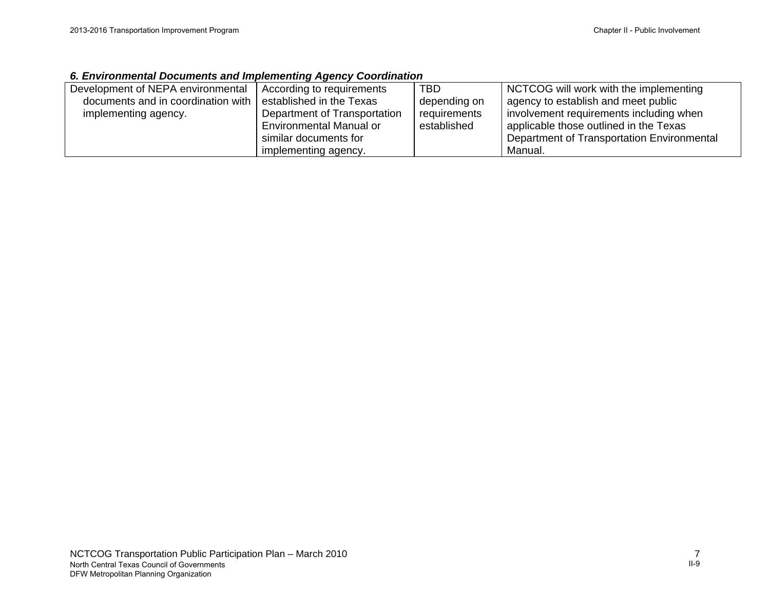***6. Environmental Documents and Implementing Agency Coordination***

| | | | |
|---|---|---|---|
| Development of NEPA environmental documents and in coordination with implementing agency. | According to requirements established in the Texas Department of Transportation Environmental Manual or similar documents for implementing agency. | TBD depending on requirements established | NCTCOG will work with the implementing agency to establish and meet public involvement requirements including when applicable those outlined in the Texas Department of Transportation Environmental Manual. |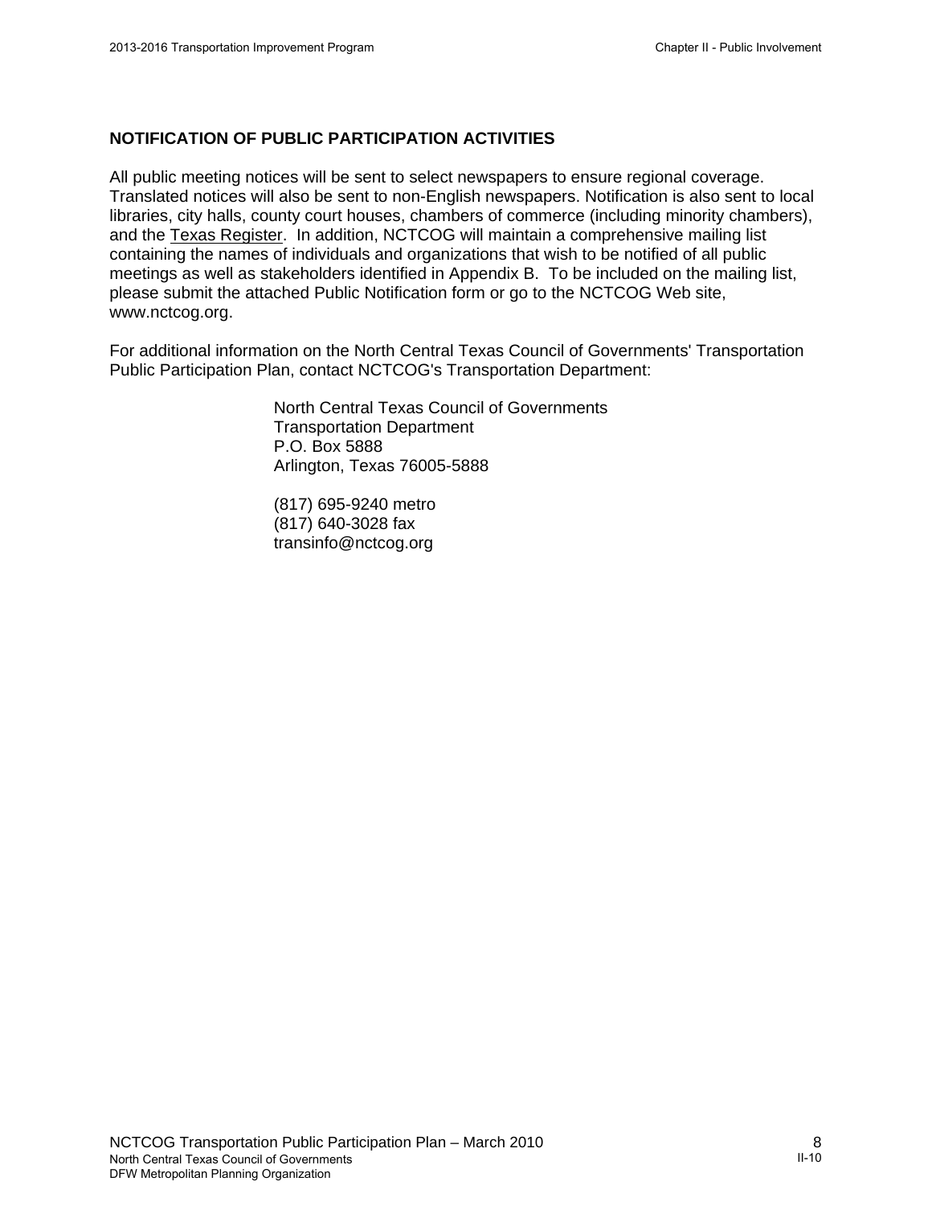## NOTIFICATION OF PUBLIC PARTICIPATION ACTIVITIES

All public meeting notices will be sent to select newspapers to ensure regional coverage. Translated notices will also be sent to non-English newspapers. Notification is also sent to local libraries, city halls, county court houses, chambers of commerce (including minority chambers), and the Texas Register. In addition, NCTCOG will maintain a comprehensive mailing list containing the names of individuals and organizations that wish to be notified of all public meetings as well as stakeholders identified in Appendix B. To be included on the mailing list, please submit the attached Public Notification form or go to the NCTCOG Web site, www.nctcog.org.

For additional information on the North Central Texas Council of Governments' Transportation Public Participation Plan, contact NCTCOG's Transportation Department:

North Central Texas Council of Governments
Transportation Department
P.O. Box 5888
Arlington, Texas 76005-5888

(817) 695-9240 metro
(817) 640-3028 fax
transinfo@nctcog.org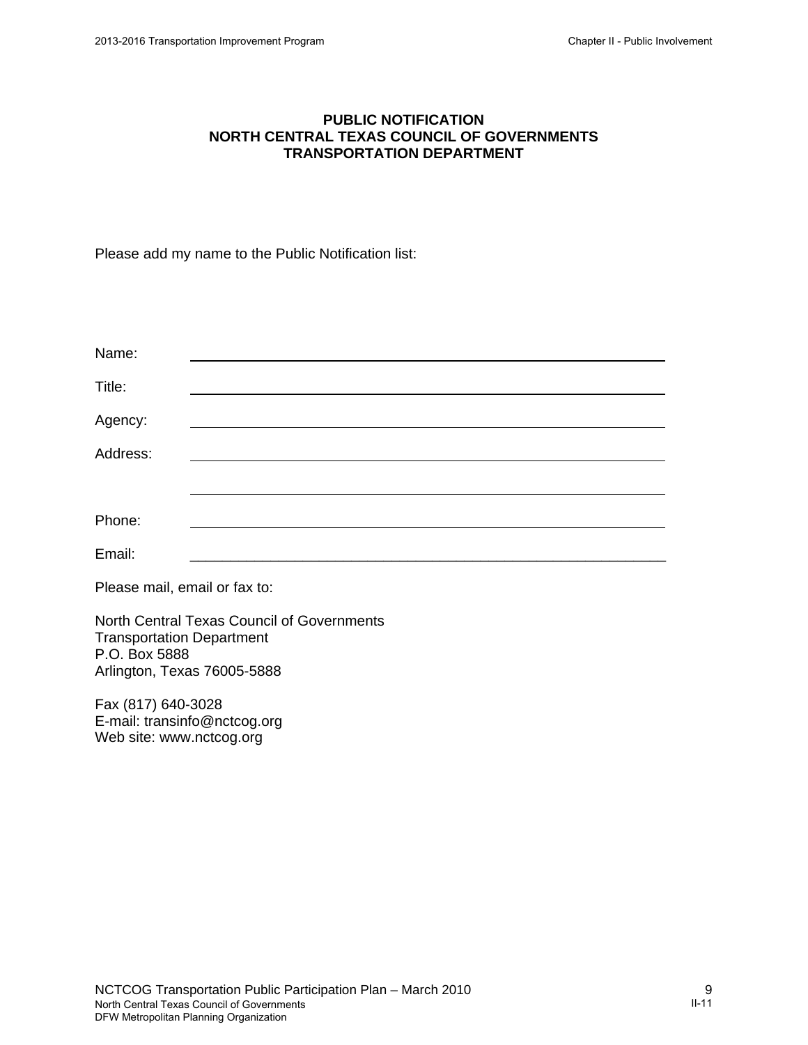**PUBLIC NOTIFICATION**
**NORTH CENTRAL TEXAS COUNCIL OF GOVERNMENTS**
**TRANSPORTATION DEPARTMENT**

Please add my name to the Public Notification list:

Name: ______________________________________________

Title: ______________________________________________

Agency: ______________________________________________

Address: ______________________________________________

______________________________________________

Phone: ______________________________________________

Email: ______________________________________________

Please mail, email or fax to:

North Central Texas Council of Governments
Transportation Department
P.O. Box 5888
Arlington, Texas 76005-5888

Fax (817) 640-3028
E-mail: transinfo@nctcog.org
Web site: www.nctcog.org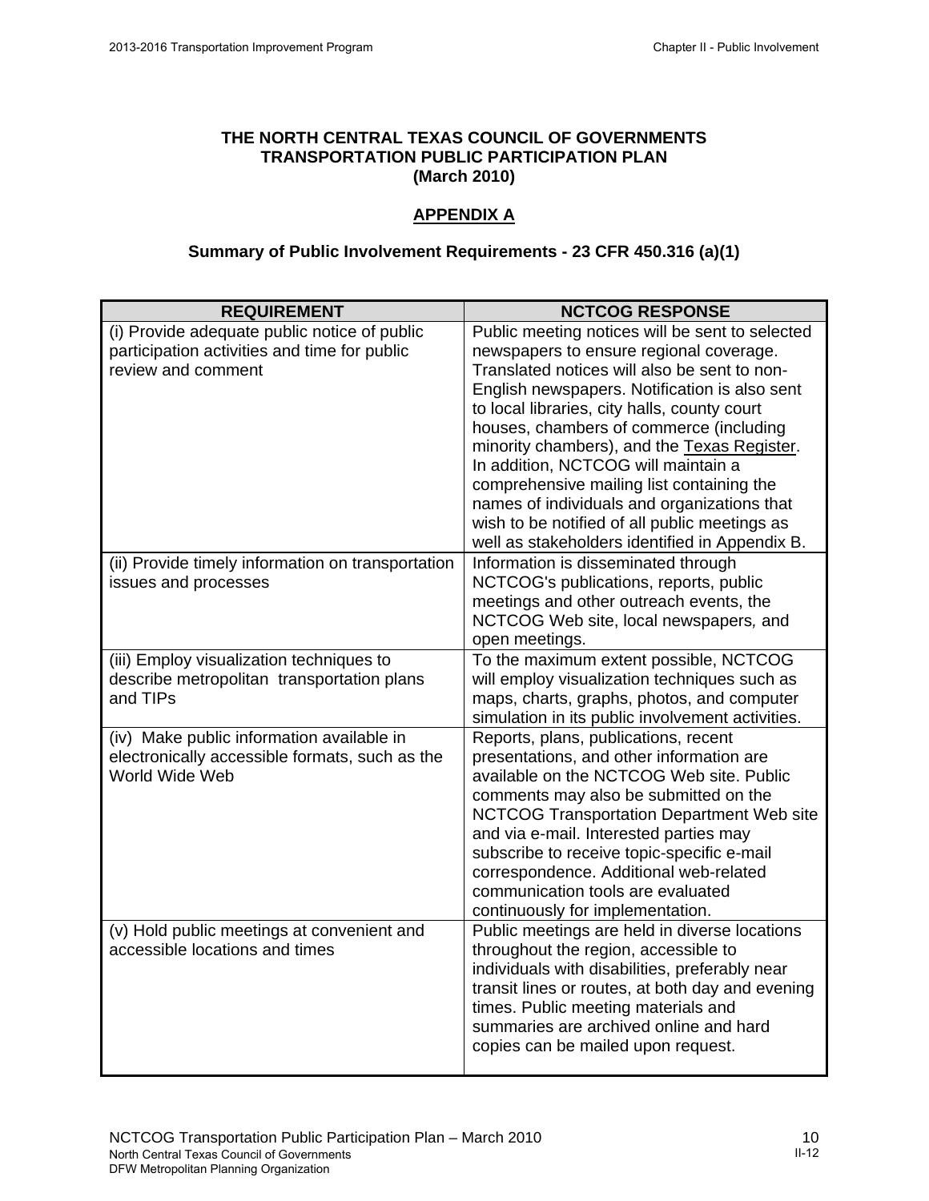**THE NORTH CENTRAL TEXAS COUNCIL OF GOVERNMENTS**
**TRANSPORTATION PUBLIC PARTICIPATION PLAN**
**(March 2010)**

## APPENDIX A

### Summary of Public Involvement Requirements - 23 CFR 450.316 (a)(1)

| REQUIREMENT | NCTCOG RESPONSE |
|---|---|
| (i) Provide adequate public notice of public participation activities and time for public review and comment | Public meeting notices will be sent to selected newspapers to ensure regional coverage. Translated notices will also be sent to non-English newspapers. Notification is also sent to local libraries, city halls, county court houses, chambers of commerce (including minority chambers), and the Texas Register. In addition, NCTCOG will maintain a comprehensive mailing list containing the names of individuals and organizations that wish to be notified of all public meetings as well as stakeholders identified in Appendix B. |
| (ii) Provide timely information on transportation issues and processes | Information is disseminated through NCTCOG's publications, reports, public meetings and other outreach events, the NCTCOG Web site, local newspapers, and open meetings. |
| (iii) Employ visualization techniques to describe metropolitan transportation plans and TIPs | To the maximum extent possible, NCTCOG will employ visualization techniques such as maps, charts, graphs, photos, and computer simulation in its public involvement activities. |
| (iv) Make public information available in electronically accessible formats, such as the World Wide Web | Reports, plans, publications, recent presentations, and other information are available on the NCTCOG Web site. Public comments may also be submitted on the NCTCOG Transportation Department Web site and via e-mail. Interested parties may subscribe to receive topic-specific e-mail correspondence. Additional web-related communication tools are evaluated continuously for implementation. |
| (v) Hold public meetings at convenient and accessible locations and times | Public meetings are held in diverse locations throughout the region, accessible to individuals with disabilities, preferably near transit lines or routes, at both day and evening times. Public meeting materials and summaries are archived online and hard copies can be mailed upon request. |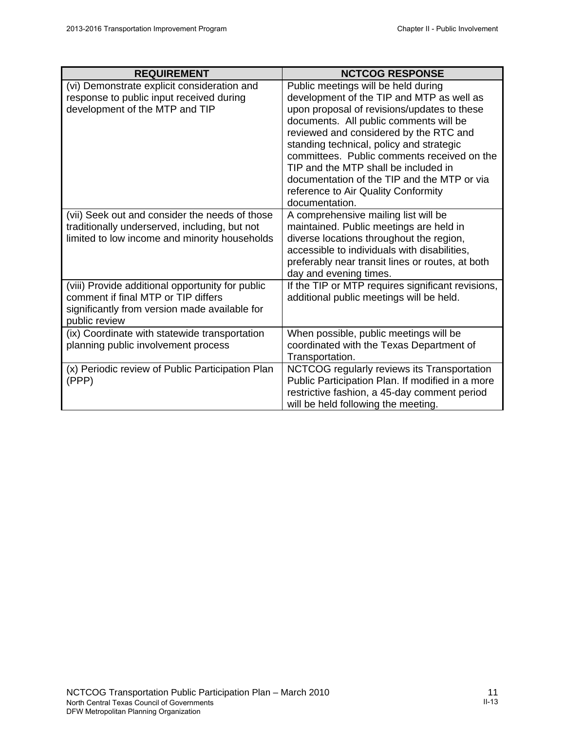| REQUIREMENT | NCTCOG RESPONSE |
|---|---|
| (vi) Demonstrate explicit consideration and response to public input received during development of the MTP and TIP | Public meetings will be held during development of the TIP and MTP as well as upon proposal of revisions/updates to these documents. All public comments will be reviewed and considered by the RTC and standing technical, policy and strategic committees. Public comments received on the TIP and the MTP shall be included in documentation of the TIP and the MTP or via reference to Air Quality Conformity documentation. |
| (vii) Seek out and consider the needs of those traditionally underserved, including, but not limited to low income and minority households | A comprehensive mailing list will be maintained. Public meetings are held in diverse locations throughout the region, accessible to individuals with disabilities, preferably near transit lines or routes, at both day and evening times. |
| (viii) Provide additional opportunity for public comment if final MTP or TIP differs significantly from version made available for public review | If the TIP or MTP requires significant revisions, additional public meetings will be held. |
| (ix) Coordinate with statewide transportation planning public involvement process | When possible, public meetings will be coordinated with the Texas Department of Transportation. |
| (x) Periodic review of Public Participation Plan (PPP) | NCTCOG regularly reviews its Transportation Public Participation Plan. If modified in a more restrictive fashion, a 45-day comment period will be held following the meeting. |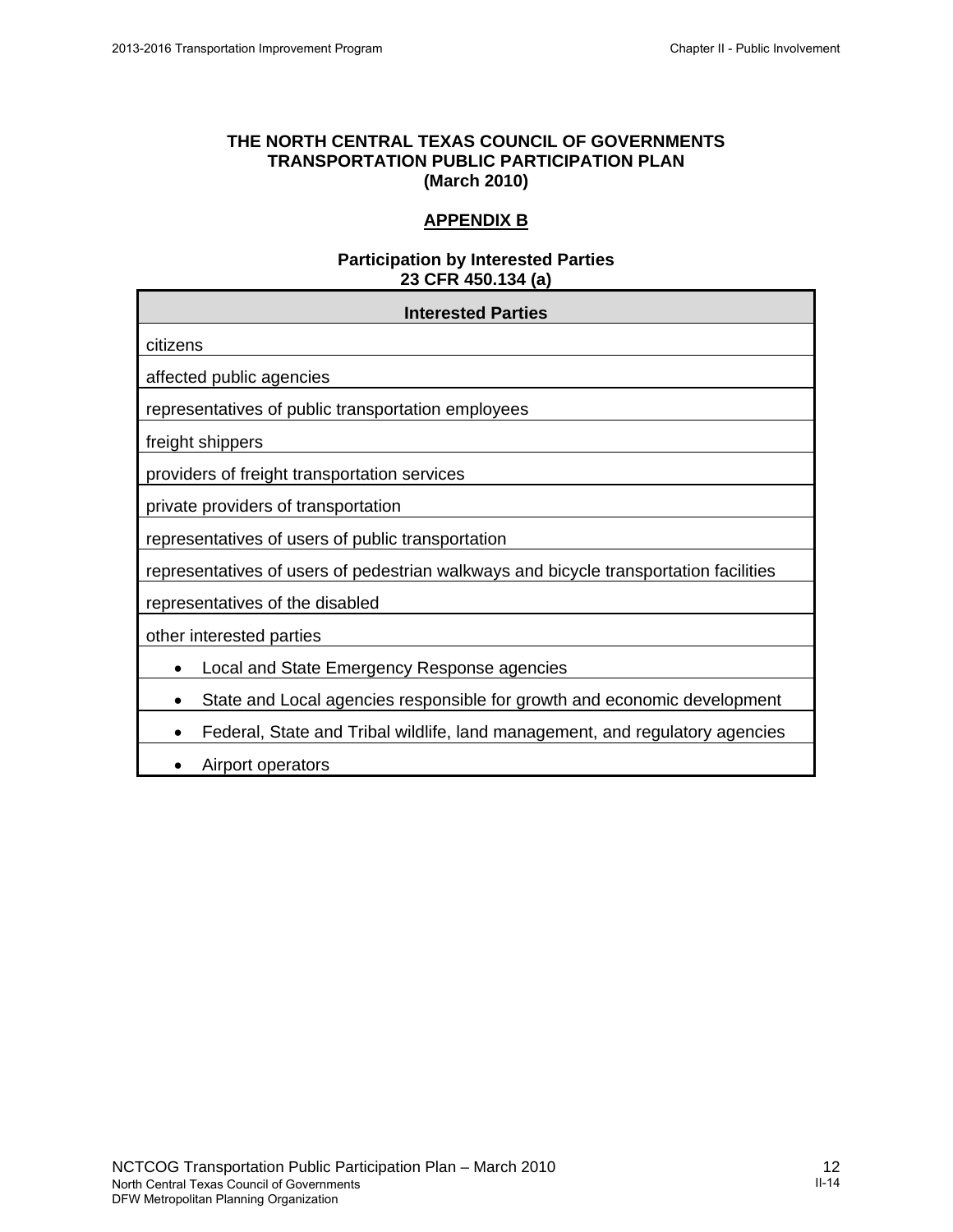**THE NORTH CENTRAL TEXAS COUNCIL OF GOVERNMENTS**
**TRANSPORTATION PUBLIC PARTICIPATION PLAN**
**(March 2010)**

## APPENDIX B

**Participation by Interested Parties**
**23 CFR 450.134 (a)**

| Interested Parties |
|---|
| citizens |
| affected public agencies |
| representatives of public transportation employees |
| freight shippers |
| providers of freight transportation services |
| private providers of transportation |
| representatives of users of public transportation |
| representatives of users of pedestrian walkways and bicycle transportation facilities |
| representatives of the disabled |
| other interested parties |
| • Local and State Emergency Response agencies |
| • State and Local agencies responsible for growth and economic development |
| • Federal, State and Tribal wildlife, land management, and regulatory agencies |
| • Airport operators |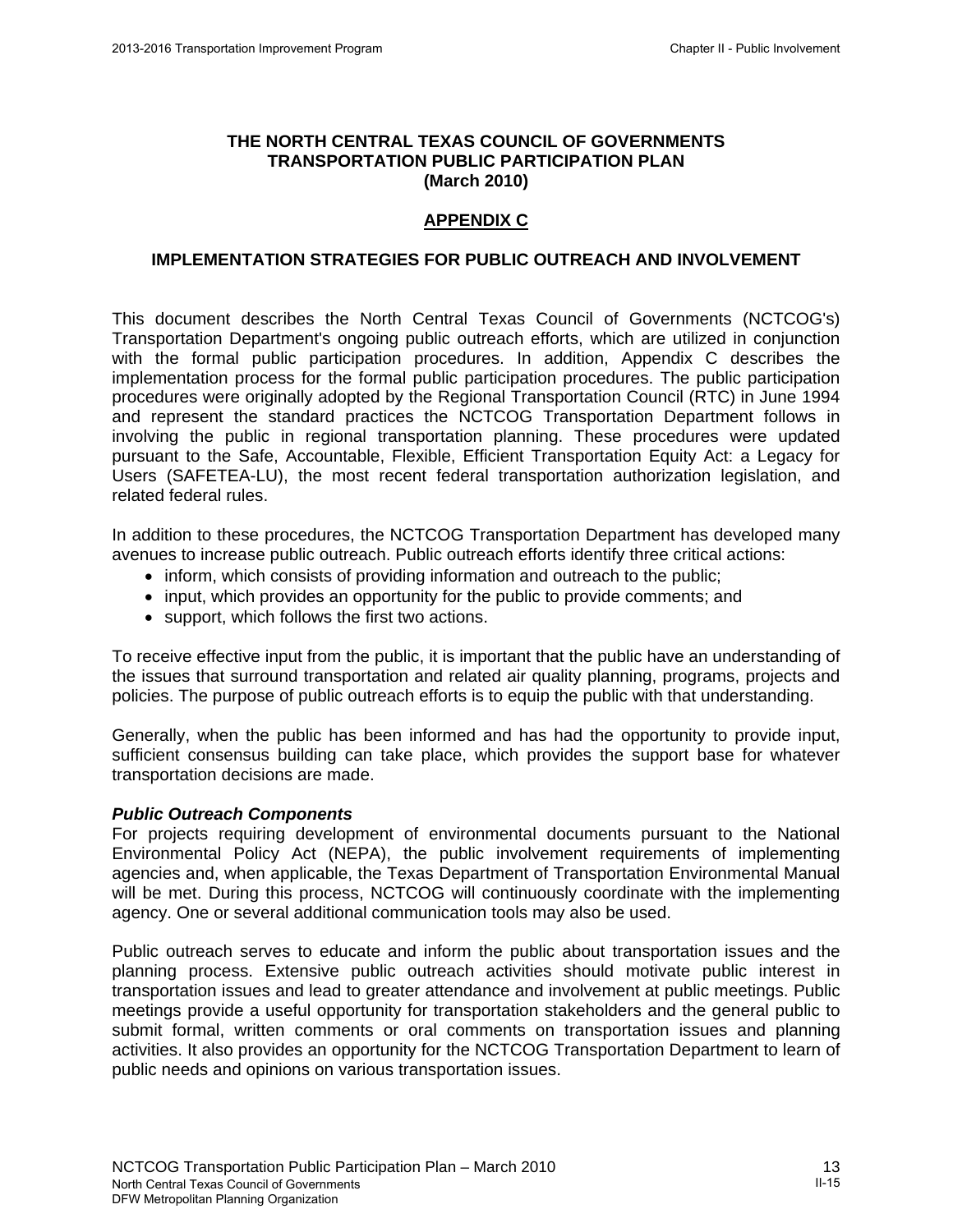**THE NORTH CENTRAL TEXAS COUNCIL OF GOVERNMENTS**
**TRANSPORTATION PUBLIC PARTICIPATION PLAN**
**(March 2010)**

## APPENDIX C

## IMPLEMENTATION STRATEGIES FOR PUBLIC OUTREACH AND INVOLVEMENT

This document describes the North Central Texas Council of Governments (NCTCOG's) Transportation Department's ongoing public outreach efforts, which are utilized in conjunction with the formal public participation procedures. In addition, Appendix C describes the implementation process for the formal public participation procedures. The public participation procedures were originally adopted by the Regional Transportation Council (RTC) in June 1994 and represent the standard practices the NCTCOG Transportation Department follows in involving the public in regional transportation planning. These procedures were updated pursuant to the Safe, Accountable, Flexible, Efficient Transportation Equity Act: a Legacy for Users (SAFETEA-LU), the most recent federal transportation authorization legislation, and related federal rules.

In addition to these procedures, the NCTCOG Transportation Department has developed many avenues to increase public outreach. Public outreach efforts identify three critical actions:

- inform, which consists of providing information and outreach to the public;
- input, which provides an opportunity for the public to provide comments; and
- support, which follows the first two actions.

To receive effective input from the public, it is important that the public have an understanding of the issues that surround transportation and related air quality planning, programs, projects and policies. The purpose of public outreach efforts is to equip the public with that understanding.

Generally, when the public has been informed and has had the opportunity to provide input, sufficient consensus building can take place, which provides the support base for whatever transportation decisions are made.

### *Public Outreach Components*

For projects requiring development of environmental documents pursuant to the National Environmental Policy Act (NEPA), the public involvement requirements of implementing agencies and, when applicable, the Texas Department of Transportation Environmental Manual will be met. During this process, NCTCOG will continuously coordinate with the implementing agency. One or several additional communication tools may also be used.

Public outreach serves to educate and inform the public about transportation issues and the planning process. Extensive public outreach activities should motivate public interest in transportation issues and lead to greater attendance and involvement at public meetings. Public meetings provide a useful opportunity for transportation stakeholders and the general public to submit formal, written comments or oral comments on transportation issues and planning activities. It also provides an opportunity for the NCTCOG Transportation Department to learn of public needs and opinions on various transportation issues.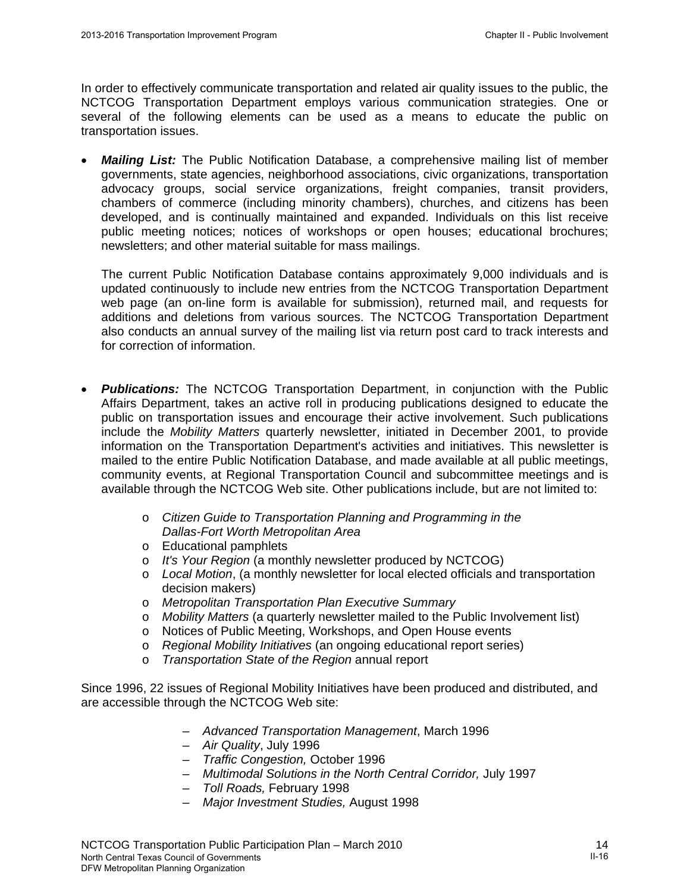In order to effectively communicate transportation and related air quality issues to the public, the NCTCOG Transportation Department employs various communication strategies. One or several of the following elements can be used as a means to educate the public on transportation issues.

- ***Mailing List:*** The Public Notification Database, a comprehensive mailing list of member governments, state agencies, neighborhood associations, civic organizations, transportation advocacy groups, social service organizations, freight companies, transit providers, chambers of commerce (including minority chambers), churches, and citizens has been developed, and is continually maintained and expanded. Individuals on this list receive public meeting notices; notices of workshops or open houses; educational brochures; newsletters; and other material suitable for mass mailings.

  The current Public Notification Database contains approximately 9,000 individuals and is updated continuously to include new entries from the NCTCOG Transportation Department web page (an on-line form is available for submission), returned mail, and requests for additions and deletions from various sources. The NCTCOG Transportation Department also conducts an annual survey of the mailing list via return post card to track interests and for correction of information.

- ***Publications:*** The NCTCOG Transportation Department, in conjunction with the Public Affairs Department, takes an active roll in producing publications designed to educate the public on transportation issues and encourage their active involvement. Such publications include the *Mobility Matters* quarterly newsletter, initiated in December 2001, to provide information on the Transportation Department's activities and initiatives. This newsletter is mailed to the entire Public Notification Database, and made available at all public meetings, community events, at Regional Transportation Council and subcommittee meetings and is available through the NCTCOG Web site. Other publications include, but are not limited to:

  - *Citizen Guide to Transportation Planning and Programming in the Dallas-Fort Worth Metropolitan Area*
  - Educational pamphlets
  - *It's Your Region* (a monthly newsletter produced by NCTCOG)
  - *Local Motion*, (a monthly newsletter for local elected officials and transportation decision makers)
  - *Metropolitan Transportation Plan Executive Summary*
  - *Mobility Matters* (a quarterly newsletter mailed to the Public Involvement list)
  - Notices of Public Meeting, Workshops, and Open House events
  - *Regional Mobility Initiatives* (an ongoing educational report series)
  - *Transportation State of the Region* annual report

Since 1996, 22 issues of Regional Mobility Initiatives have been produced and distributed, and are accessible through the NCTCOG Web site:

- *Advanced Transportation Management*, March 1996
- *Air Quality*, July 1996
- *Traffic Congestion,* October 1996
- *Multimodal Solutions in the North Central Corridor,* July 1997
- *Toll Roads,* February 1998
- *Major Investment Studies,* August 1998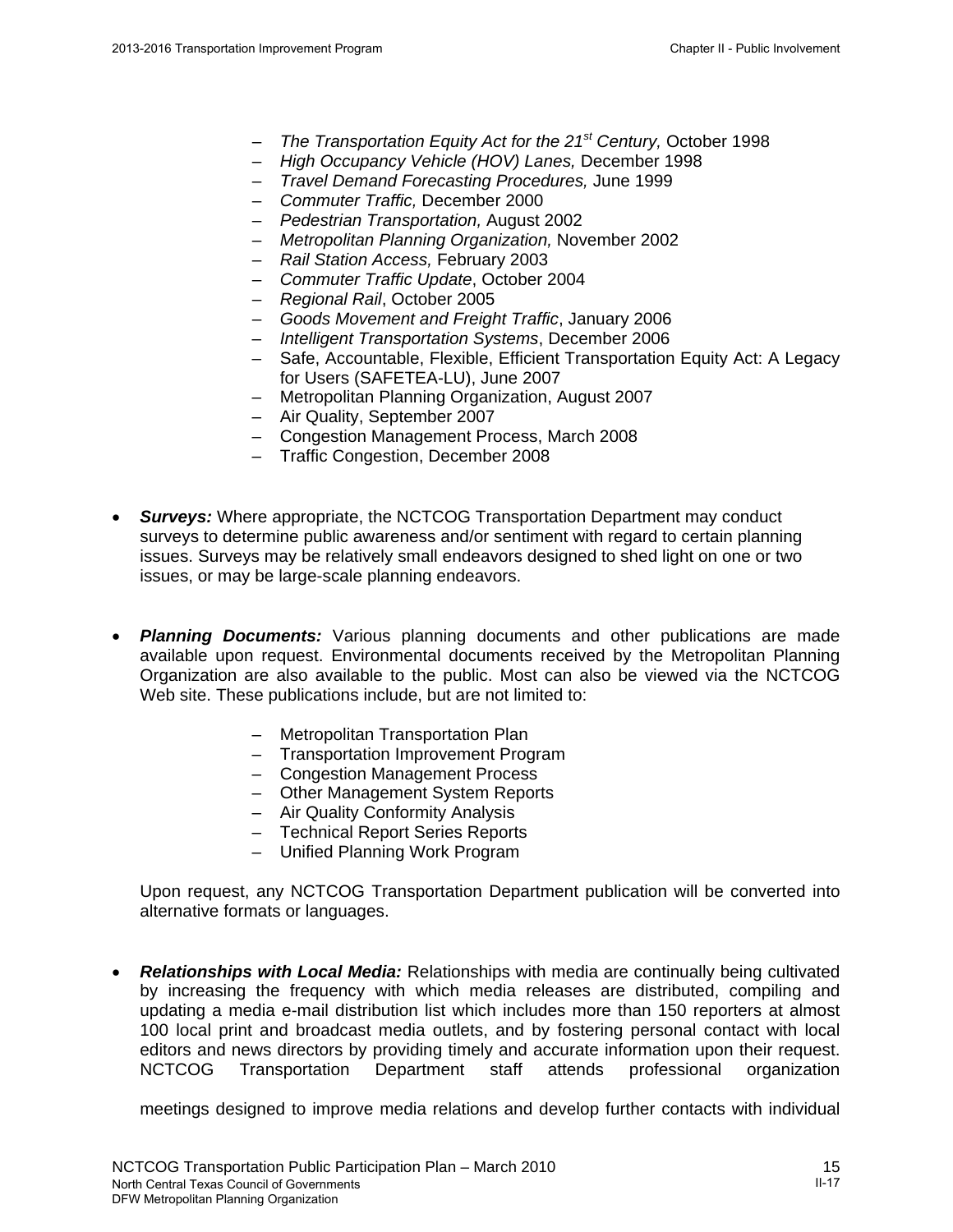- *The Transportation Equity Act for the 21st Century,* October 1998
- *High Occupancy Vehicle (HOV) Lanes,* December 1998
- *Travel Demand Forecasting Procedures,* June 1999
- *Commuter Traffic,* December 2000
- *Pedestrian Transportation,* August 2002
- *Metropolitan Planning Organization,* November 2002
- *Rail Station Access,* February 2003
- *Commuter Traffic Update*, October 2004
- *Regional Rail*, October 2005
- *Goods Movement and Freight Traffic*, January 2006
- *Intelligent Transportation Systems*, December 2006
- Safe, Accountable, Flexible, Efficient Transportation Equity Act: A Legacy for Users (SAFETEA-LU), June 2007
- Metropolitan Planning Organization, August 2007
- Air Quality, September 2007
- Congestion Management Process, March 2008
- Traffic Congestion, December 2008

- ***Surveys:*** Where appropriate, the NCTCOG Transportation Department may conduct surveys to determine public awareness and/or sentiment with regard to certain planning issues. Surveys may be relatively small endeavors designed to shed light on one or two issues, or may be large-scale planning endeavors.

- ***Planning Documents:*** Various planning documents and other publications are made available upon request. Environmental documents received by the Metropolitan Planning Organization are also available to the public. Most can also be viewed via the NCTCOG Web site. These publications include, but are not limited to:

  - Metropolitan Transportation Plan
  - Transportation Improvement Program
  - Congestion Management Process
  - Other Management System Reports
  - Air Quality Conformity Analysis
  - Technical Report Series Reports
  - Unified Planning Work Program

  Upon request, any NCTCOG Transportation Department publication will be converted into alternative formats or languages.

- ***Relationships with Local Media:*** Relationships with media are continually being cultivated by increasing the frequency with which media releases are distributed, compiling and updating a media e-mail distribution list which includes more than 150 reporters at almost 100 local print and broadcast media outlets, and by fostering personal contact with local editors and news directors by providing timely and accurate information upon their request. NCTCOG Transportation Department staff attends professional organization meetings designed to improve media relations and develop further contacts with individual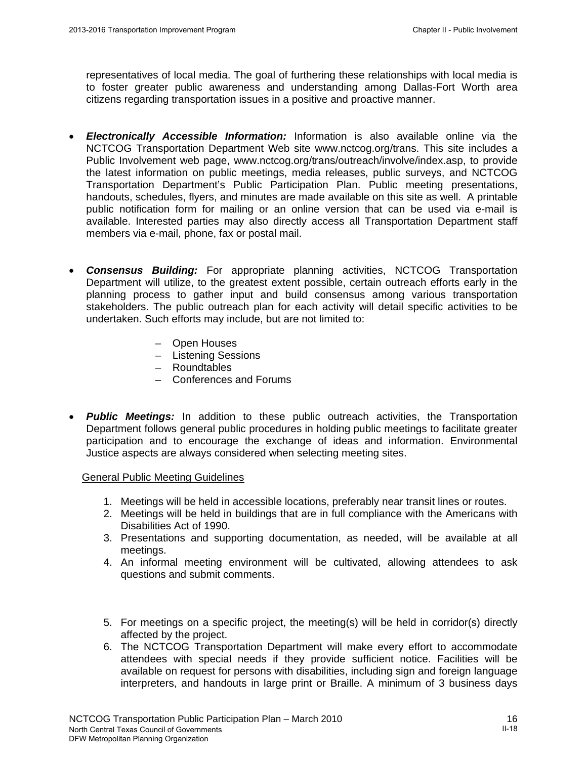representatives of local media. The goal of furthering these relationships with local media is to foster greater public awareness and understanding among Dallas-Fort Worth area citizens regarding transportation issues in a positive and proactive manner.

- ***Electronically Accessible Information:*** Information is also available online via the NCTCOG Transportation Department Web site www.nctcog.org/trans. This site includes a Public Involvement web page, www.nctcog.org/trans/outreach/involve/index.asp, to provide the latest information on public meetings, media releases, public surveys, and NCTCOG Transportation Department's Public Participation Plan. Public meeting presentations, handouts, schedules, flyers, and minutes are made available on this site as well. A printable public notification form for mailing or an online version that can be used via e-mail is available. Interested parties may also directly access all Transportation Department staff members via e-mail, phone, fax or postal mail.

- ***Consensus Building:*** For appropriate planning activities, NCTCOG Transportation Department will utilize, to the greatest extent possible, certain outreach efforts early in the planning process to gather input and build consensus among various transportation stakeholders. The public outreach plan for each activity will detail specific activities to be undertaken. Such efforts may include, but are not limited to:

  – Open Houses
  – Listening Sessions
  – Roundtables
  – Conferences and Forums

- ***Public Meetings:*** In addition to these public outreach activities, the Transportation Department follows general public procedures in holding public meetings to facilitate greater participation and to encourage the exchange of ideas and information. Environmental Justice aspects are always considered when selecting meeting sites.

General Public Meeting Guidelines

1. Meetings will be held in accessible locations, preferably near transit lines or routes.
2. Meetings will be held in buildings that are in full compliance with the Americans with Disabilities Act of 1990.
3. Presentations and supporting documentation, as needed, will be available at all meetings.
4. An informal meeting environment will be cultivated, allowing attendees to ask questions and submit comments.
5. For meetings on a specific project, the meeting(s) will be held in corridor(s) directly affected by the project.
6. The NCTCOG Transportation Department will make every effort to accommodate attendees with special needs if they provide sufficient notice. Facilities will be available on request for persons with disabilities, including sign and foreign language interpreters, and handouts in large print or Braille. A minimum of 3 business days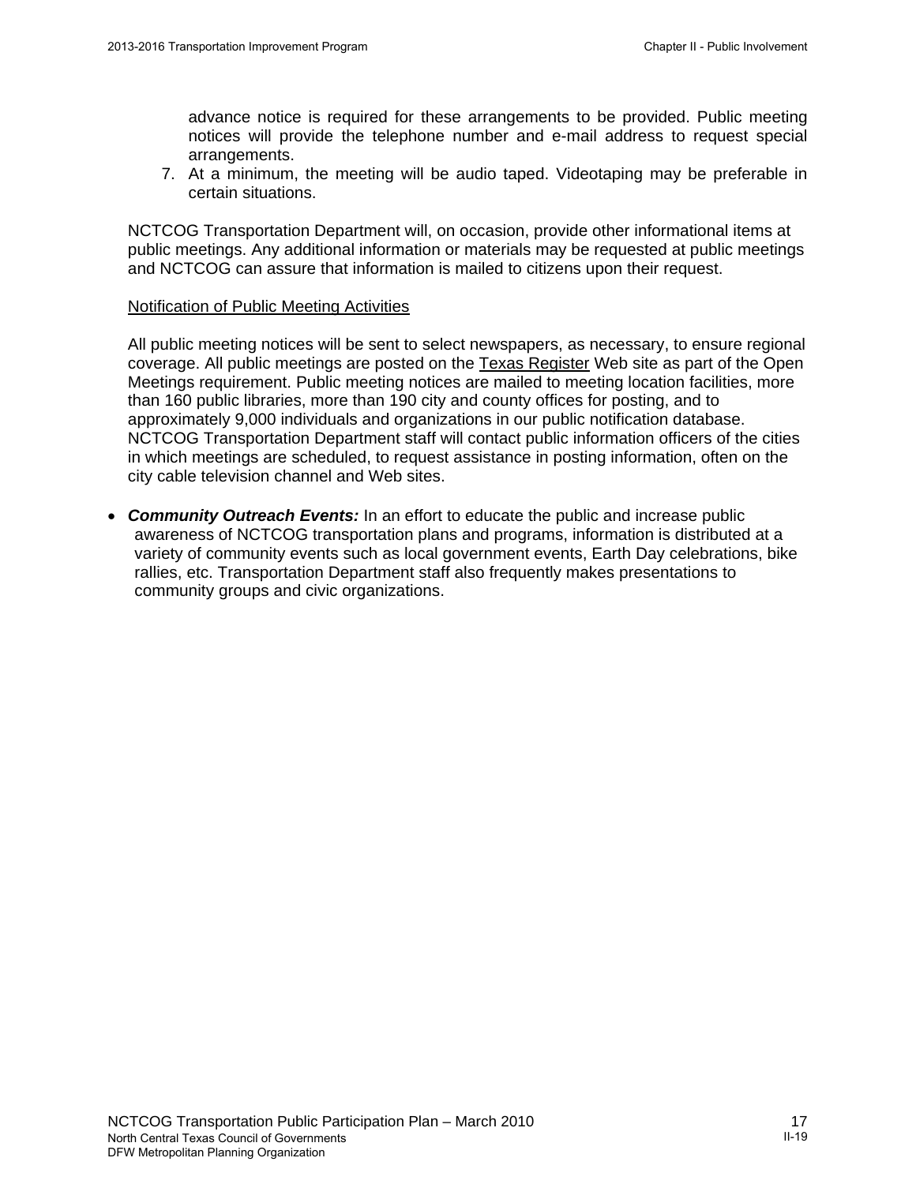advance notice is required for these arrangements to be provided. Public meeting notices will provide the telephone number and e-mail address to request special arrangements.

7. At a minimum, the meeting will be audio taped. Videotaping may be preferable in certain situations.

NCTCOG Transportation Department will, on occasion, provide other informational items at public meetings. Any additional information or materials may be requested at public meetings and NCTCOG can assure that information is mailed to citizens upon their request.

Notification of Public Meeting Activities

All public meeting notices will be sent to select newspapers, as necessary, to ensure regional coverage. All public meetings are posted on the Texas Register Web site as part of the Open Meetings requirement. Public meeting notices are mailed to meeting location facilities, more than 160 public libraries, more than 190 city and county offices for posting, and to approximately 9,000 individuals and organizations in our public notification database. NCTCOG Transportation Department staff will contact public information officers of the cities in which meetings are scheduled, to request assistance in posting information, often on the city cable television channel and Web sites.

- ***Community Outreach Events:*** In an effort to educate the public and increase public awareness of NCTCOG transportation plans and programs, information is distributed at a variety of community events such as local government events, Earth Day celebrations, bike rallies, etc. Transportation Department staff also frequently makes presentations to community groups and civic organizations.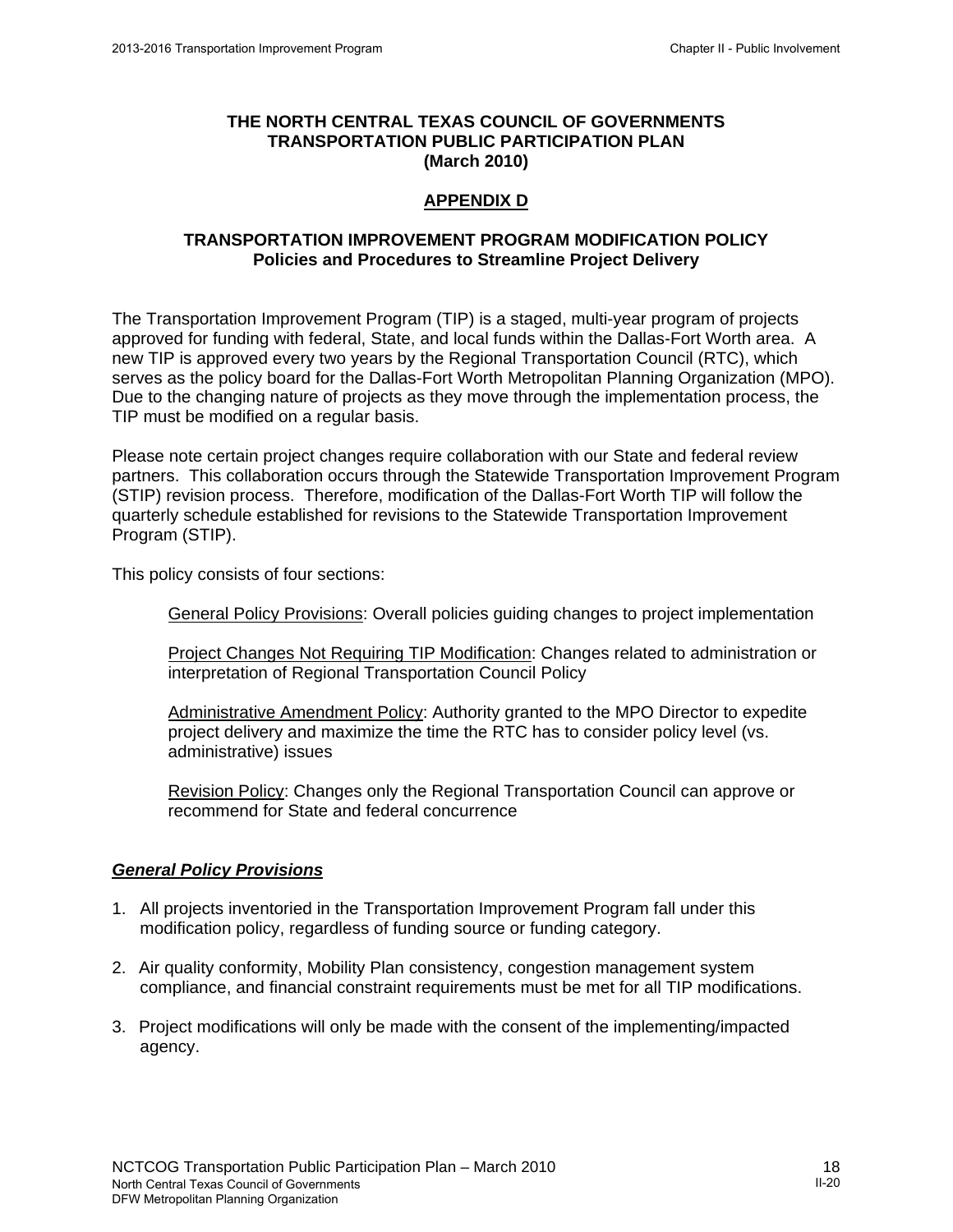**THE NORTH CENTRAL TEXAS COUNCIL OF GOVERNMENTS**
**TRANSPORTATION PUBLIC PARTICIPATION PLAN**
**(March 2010)**

## APPENDIX D

### TRANSPORTATION IMPROVEMENT PROGRAM MODIFICATION POLICY
**Policies and Procedures to Streamline Project Delivery**

The Transportation Improvement Program (TIP) is a staged, multi-year program of projects approved for funding with federal, State, and local funds within the Dallas-Fort Worth area. A new TIP is approved every two years by the Regional Transportation Council (RTC), which serves as the policy board for the Dallas-Fort Worth Metropolitan Planning Organization (MPO). Due to the changing nature of projects as they move through the implementation process, the TIP must be modified on a regular basis.

Please note certain project changes require collaboration with our State and federal review partners. This collaboration occurs through the Statewide Transportation Improvement Program (STIP) revision process. Therefore, modification of the Dallas-Fort Worth TIP will follow the quarterly schedule established for revisions to the Statewide Transportation Improvement Program (STIP).

This policy consists of four sections:

General Policy Provisions: Overall policies guiding changes to project implementation

Project Changes Not Requiring TIP Modification: Changes related to administration or interpretation of Regional Transportation Council Policy

Administrative Amendment Policy: Authority granted to the MPO Director to expedite project delivery and maximize the time the RTC has to consider policy level (vs. administrative) issues

Revision Policy: Changes only the Regional Transportation Council can approve or recommend for State and federal concurrence

### *General Policy Provisions*

1. All projects inventoried in the Transportation Improvement Program fall under this modification policy, regardless of funding source or funding category.
2. Air quality conformity, Mobility Plan consistency, congestion management system compliance, and financial constraint requirements must be met for all TIP modifications.
3. Project modifications will only be made with the consent of the implementing/impacted agency.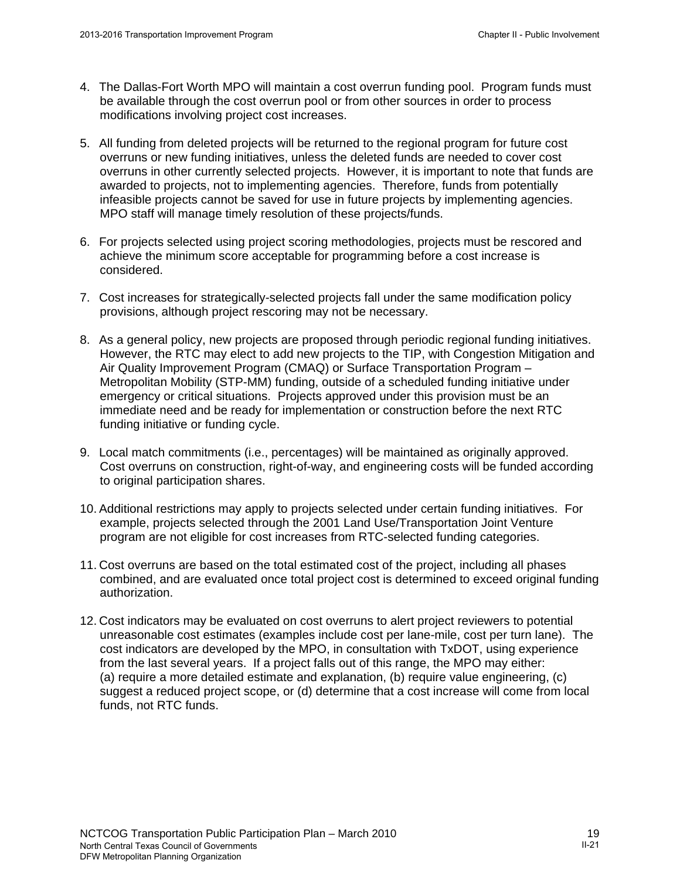4. The Dallas-Fort Worth MPO will maintain a cost overrun funding pool. Program funds must be available through the cost overrun pool or from other sources in order to process modifications involving project cost increases.

5. All funding from deleted projects will be returned to the regional program for future cost overruns or new funding initiatives, unless the deleted funds are needed to cover cost overruns in other currently selected projects. However, it is important to note that funds are awarded to projects, not to implementing agencies. Therefore, funds from potentially infeasible projects cannot be saved for use in future projects by implementing agencies. MPO staff will manage timely resolution of these projects/funds.

6. For projects selected using project scoring methodologies, projects must be rescored and achieve the minimum score acceptable for programming before a cost increase is considered.

7. Cost increases for strategically-selected projects fall under the same modification policy provisions, although project rescoring may not be necessary.

8. As a general policy, new projects are proposed through periodic regional funding initiatives. However, the RTC may elect to add new projects to the TIP, with Congestion Mitigation and Air Quality Improvement Program (CMAQ) or Surface Transportation Program – Metropolitan Mobility (STP-MM) funding, outside of a scheduled funding initiative under emergency or critical situations. Projects approved under this provision must be an immediate need and be ready for implementation or construction before the next RTC funding initiative or funding cycle.

9. Local match commitments (i.e., percentages) will be maintained as originally approved. Cost overruns on construction, right-of-way, and engineering costs will be funded according to original participation shares.

10. Additional restrictions may apply to projects selected under certain funding initiatives. For example, projects selected through the 2001 Land Use/Transportation Joint Venture program are not eligible for cost increases from RTC-selected funding categories.

11. Cost overruns are based on the total estimated cost of the project, including all phases combined, and are evaluated once total project cost is determined to exceed original funding authorization.

12. Cost indicators may be evaluated on cost overruns to alert project reviewers to potential unreasonable cost estimates (examples include cost per lane-mile, cost per turn lane). The cost indicators are developed by the MPO, in consultation with TxDOT, using experience from the last several years. If a project falls out of this range, the MPO may either: (a) require a more detailed estimate and explanation, (b) require value engineering, (c) suggest a reduced project scope, or (d) determine that a cost increase will come from local funds, not RTC funds.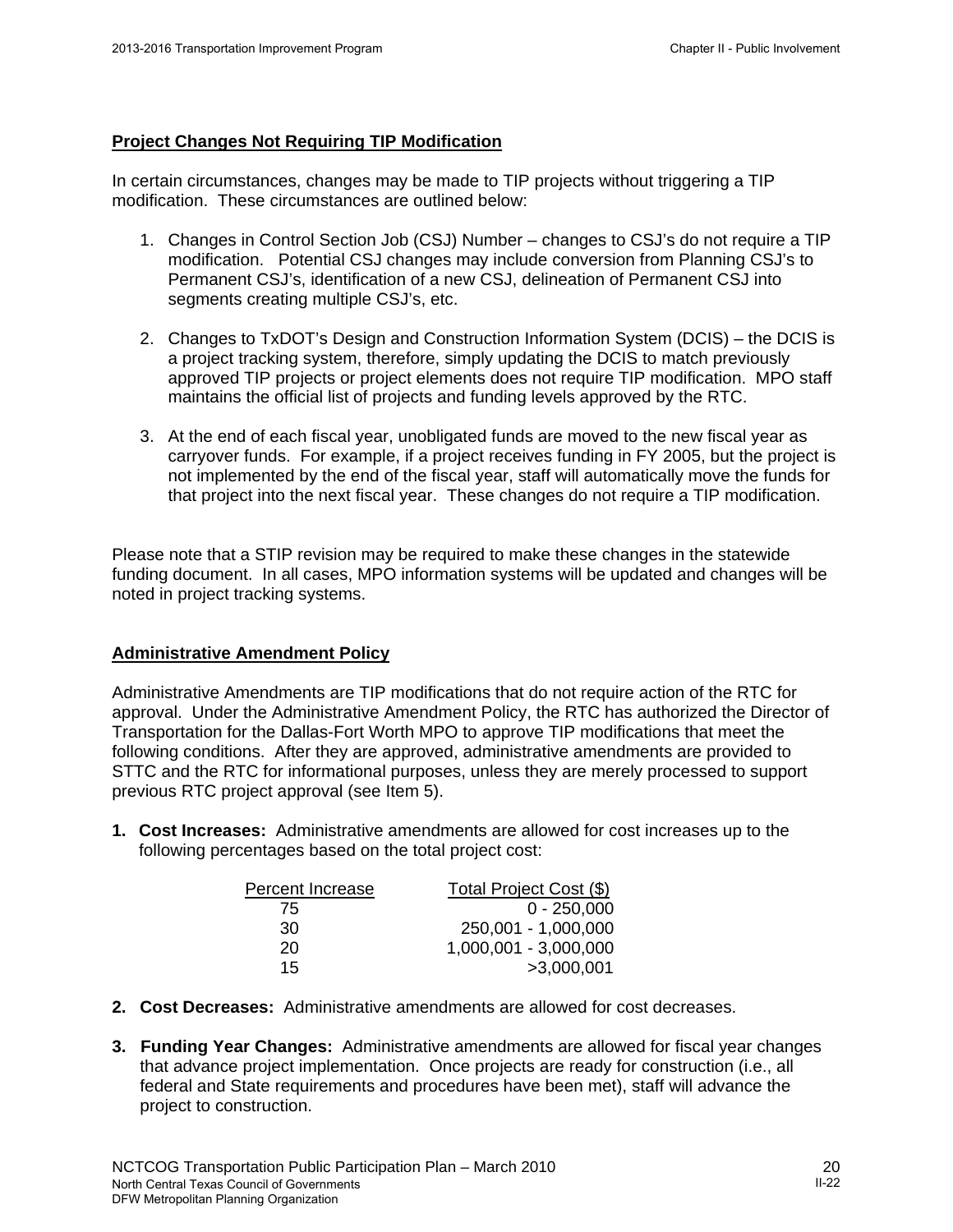## Project Changes Not Requiring TIP Modification

In certain circumstances, changes may be made to TIP projects without triggering a TIP modification. These circumstances are outlined below:

1. Changes in Control Section Job (CSJ) Number – changes to CSJ's do not require a TIP modification. Potential CSJ changes may include conversion from Planning CSJ's to Permanent CSJ's, identification of a new CSJ, delineation of Permanent CSJ into segments creating multiple CSJ's, etc.

2. Changes to TxDOT's Design and Construction Information System (DCIS) – the DCIS is a project tracking system, therefore, simply updating the DCIS to match previously approved TIP projects or project elements does not require TIP modification. MPO staff maintains the official list of projects and funding levels approved by the RTC.

3. At the end of each fiscal year, unobligated funds are moved to the new fiscal year as carryover funds. For example, if a project receives funding in FY 2005, but the project is not implemented by the end of the fiscal year, staff will automatically move the funds for that project into the next fiscal year. These changes do not require a TIP modification.

Please note that a STIP revision may be required to make these changes in the statewide funding document. In all cases, MPO information systems will be updated and changes will be noted in project tracking systems.

## Administrative Amendment Policy

Administrative Amendments are TIP modifications that do not require action of the RTC for approval. Under the Administrative Amendment Policy, the RTC has authorized the Director of Transportation for the Dallas-Fort Worth MPO to approve TIP modifications that meet the following conditions. After they are approved, administrative amendments are provided to STTC and the RTC for informational purposes, unless they are merely processed to support previous RTC project approval (see Item 5).

1. **Cost Increases:** Administrative amendments are allowed for cost increases up to the following percentages based on the total project cost:

| Percent Increase | Total Project Cost ($) |
|---|---|
| 75 | 0 - 250,000 |
| 30 | 250,001 - 1,000,000 |
| 20 | 1,000,001 - 3,000,000 |
| 15 | >3,000,001 |

2. **Cost Decreases:** Administrative amendments are allowed for cost decreases.

3. **Funding Year Changes:** Administrative amendments are allowed for fiscal year changes that advance project implementation. Once projects are ready for construction (i.e., all federal and State requirements and procedures have been met), staff will advance the project to construction.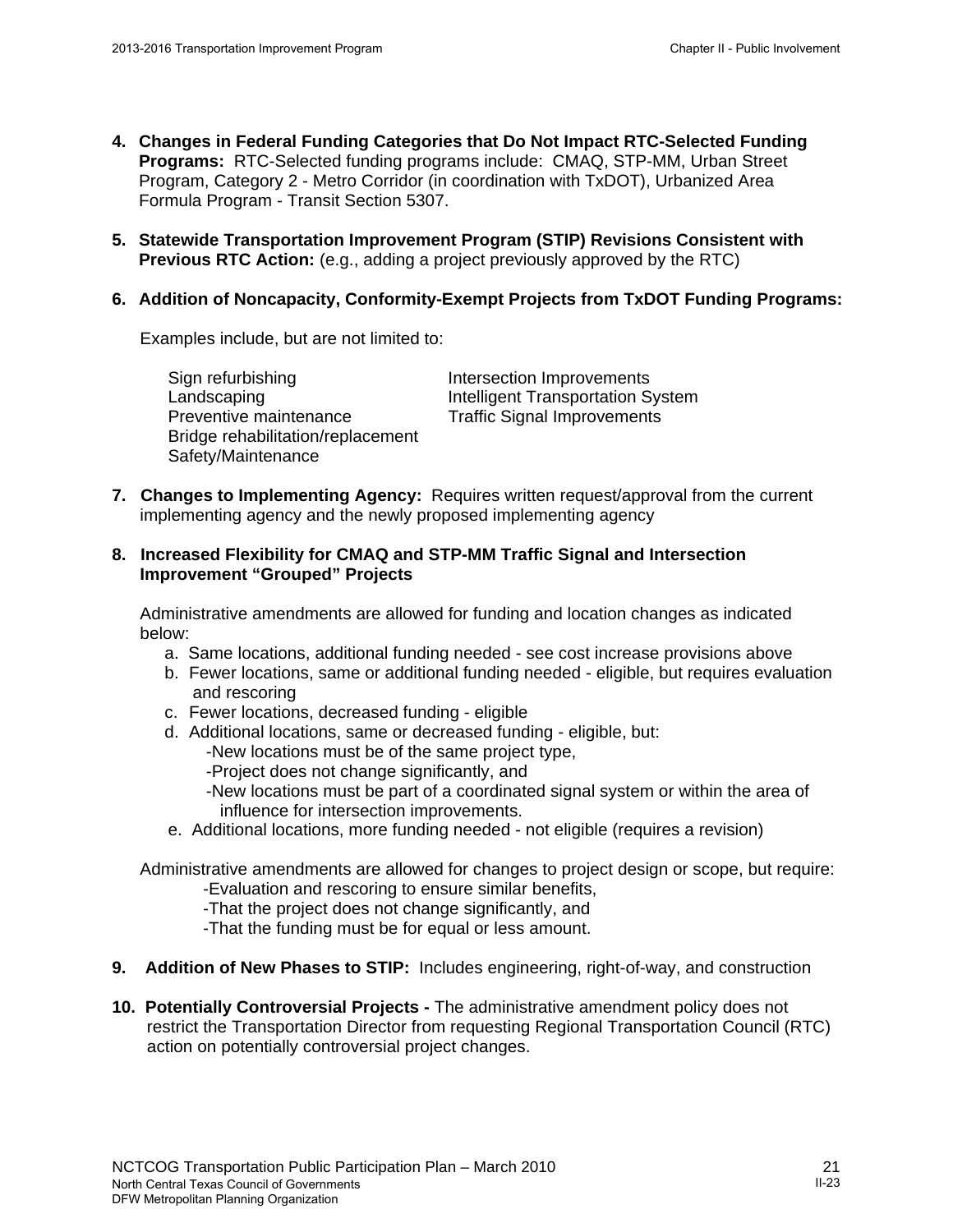4. **Changes in Federal Funding Categories that Do Not Impact RTC-Selected Funding Programs:** RTC-Selected funding programs include: CMAQ, STP-MM, Urban Street Program, Category 2 - Metro Corridor (in coordination with TxDOT), Urbanized Area Formula Program - Transit Section 5307.

5. **Statewide Transportation Improvement Program (STIP) Revisions Consistent with Previous RTC Action:** (e.g., adding a project previously approved by the RTC)

6. **Addition of Noncapacity, Conformity-Exempt Projects from TxDOT Funding Programs:**

   Examples include, but are not limited to:

   - Sign refurbishing
   - Landscaping
   - Preventive maintenance
   - Bridge rehabilitation/replacement
   - Safety/Maintenance
   - Intersection Improvements
   - Intelligent Transportation System
   - Traffic Signal Improvements

7. **Changes to Implementing Agency:** Requires written request/approval from the current implementing agency and the newly proposed implementing agency

8. **Increased Flexibility for CMAQ and STP-MM Traffic Signal and Intersection Improvement "Grouped" Projects**

   Administrative amendments are allowed for funding and location changes as indicated below:

   a. Same locations, additional funding needed - see cost increase provisions above
   b. Fewer locations, same or additional funding needed - eligible, but requires evaluation and rescoring
   c. Fewer locations, decreased funding - eligible
   d. Additional locations, same or decreased funding - eligible, but:
      - -New locations must be of the same project type,
      - -Project does not change significantly, and
      - -New locations must be part of a coordinated signal system or within the area of influence for intersection improvements.
   e. Additional locations, more funding needed - not eligible (requires a revision)

   Administrative amendments are allowed for changes to project design or scope, but require:
   - -Evaluation and rescoring to ensure similar benefits,
   - -That the project does not change significantly, and
   - -That the funding must be for equal or less amount.

9. **Addition of New Phases to STIP:** Includes engineering, right-of-way, and construction

10. **Potentially Controversial Projects -** The administrative amendment policy does not restrict the Transportation Director from requesting Regional Transportation Council (RTC) action on potentially controversial project changes.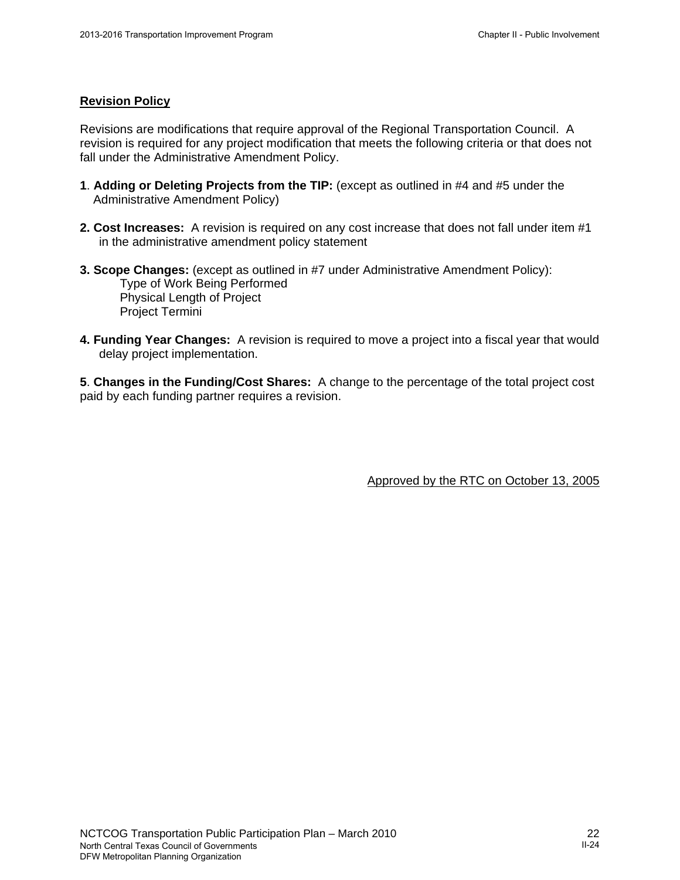## Revision Policy

Revisions are modifications that require approval of the Regional Transportation Council. A revision is required for any project modification that meets the following criteria or that does not fall under the Administrative Amendment Policy.

**1**. **Adding or Deleting Projects from the TIP:** (except as outlined in #4 and #5 under the Administrative Amendment Policy)

**2. Cost Increases:** A revision is required on any cost increase that does not fall under item #1 in the administrative amendment policy statement

**3. Scope Changes:** (except as outlined in #7 under Administrative Amendment Policy):
- Type of Work Being Performed
- Physical Length of Project
- Project Termini

**4. Funding Year Changes:** A revision is required to move a project into a fiscal year that would delay project implementation.

**5**. **Changes in the Funding/Cost Shares:** A change to the percentage of the total project cost paid by each funding partner requires a revision.

Approved by the RTC on October 13, 2005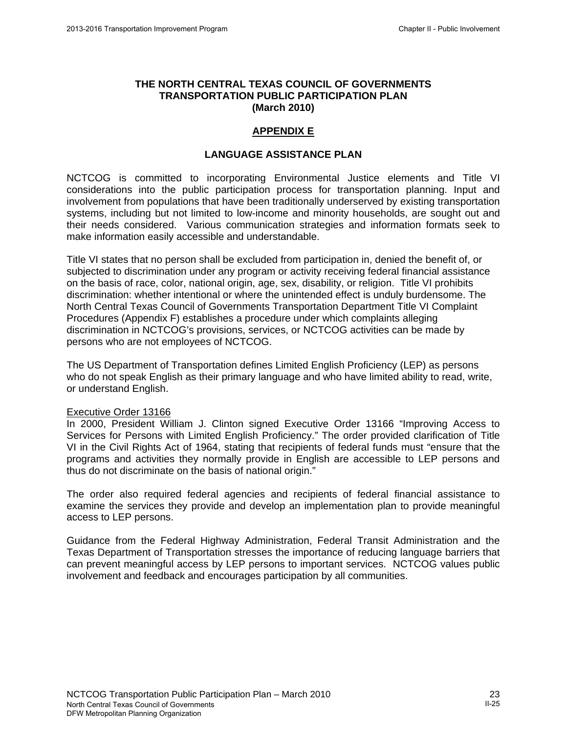# THE NORTH CENTRAL TEXAS COUNCIL OF GOVERNMENTS TRANSPORTATION PUBLIC PARTICIPATION PLAN (March 2010)

## APPENDIX E

## LANGUAGE ASSISTANCE PLAN

NCTCOG is committed to incorporating Environmental Justice elements and Title VI considerations into the public participation process for transportation planning. Input and involvement from populations that have been traditionally underserved by existing transportation systems, including but not limited to low-income and minority households, are sought out and their needs considered. Various communication strategies and information formats seek to make information easily accessible and understandable.

Title VI states that no person shall be excluded from participation in, denied the benefit of, or subjected to discrimination under any program or activity receiving federal financial assistance on the basis of race, color, national origin, age, sex, disability, or religion. Title VI prohibits discrimination: whether intentional or where the unintended effect is unduly burdensome. The North Central Texas Council of Governments Transportation Department Title VI Complaint Procedures (Appendix F) establishes a procedure under which complaints alleging discrimination in NCTCOG's provisions, services, or NCTCOG activities can be made by persons who are not employees of NCTCOG.

The US Department of Transportation defines Limited English Proficiency (LEP) as persons who do not speak English as their primary language and who have limited ability to read, write, or understand English.

Executive Order 13166

In 2000, President William J. Clinton signed Executive Order 13166 "Improving Access to Services for Persons with Limited English Proficiency." The order provided clarification of Title VI in the Civil Rights Act of 1964, stating that recipients of federal funds must "ensure that the programs and activities they normally provide in English are accessible to LEP persons and thus do not discriminate on the basis of national origin."

The order also required federal agencies and recipients of federal financial assistance to examine the services they provide and develop an implementation plan to provide meaningful access to LEP persons.

Guidance from the Federal Highway Administration, Federal Transit Administration and the Texas Department of Transportation stresses the importance of reducing language barriers that can prevent meaningful access by LEP persons to important services. NCTCOG values public involvement and feedback and encourages participation by all communities.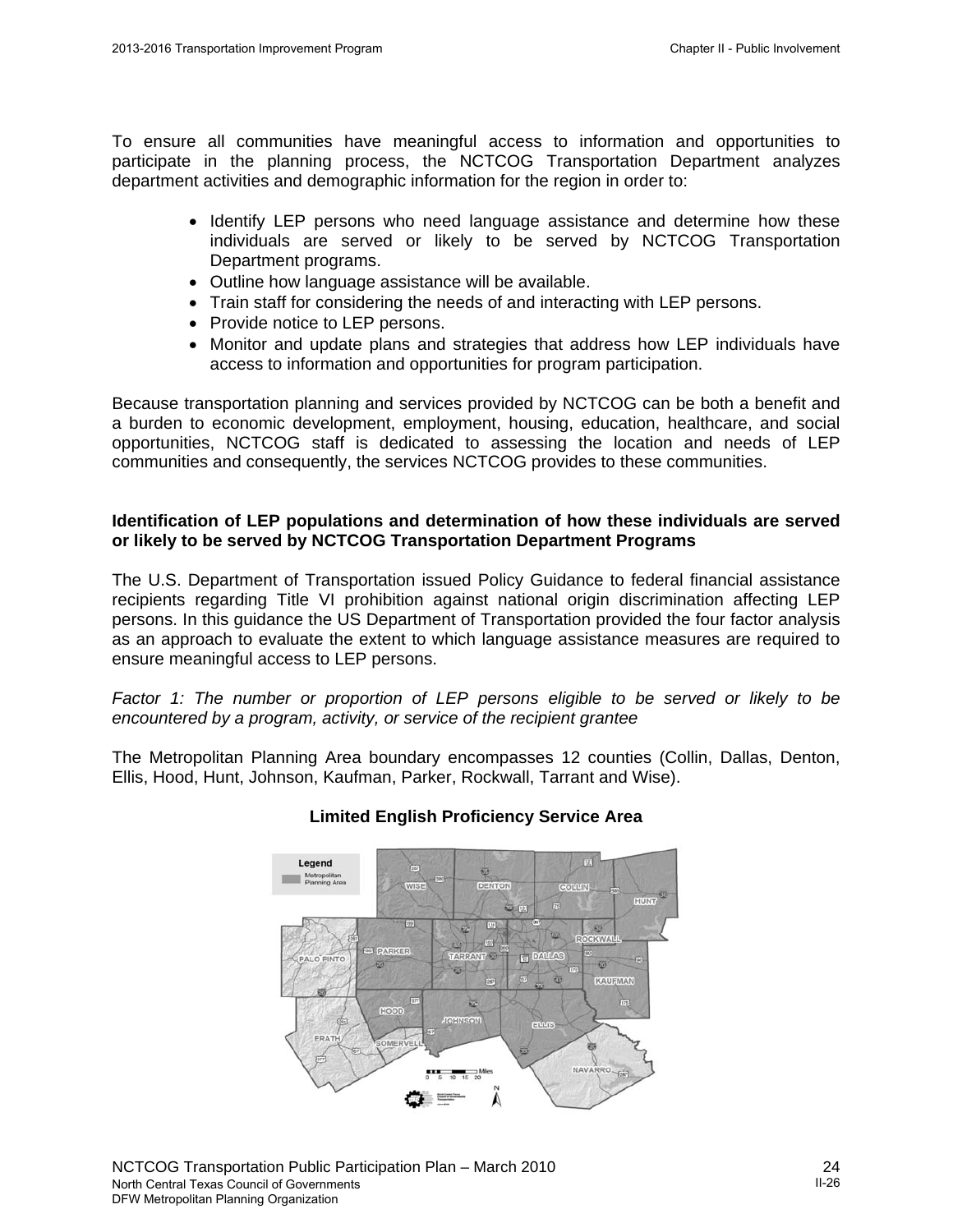To ensure all communities have meaningful access to information and opportunities to participate in the planning process, the NCTCOG Transportation Department analyzes department activities and demographic information for the region in order to:

- Identify LEP persons who need language assistance and determine how these individuals are served or likely to be served by NCTCOG Transportation Department programs.
- Outline how language assistance will be available.
- Train staff for considering the needs of and interacting with LEP persons.
- Provide notice to LEP persons.
- Monitor and update plans and strategies that address how LEP individuals have access to information and opportunities for program participation.

Because transportation planning and services provided by NCTCOG can be both a benefit and a burden to economic development, employment, housing, education, healthcare, and social opportunities, NCTCOG staff is dedicated to assessing the location and needs of LEP communities and consequently, the services NCTCOG provides to these communities.

**Identification of LEP populations and determination of how these individuals are served or likely to be served by NCTCOG Transportation Department Programs**

The U.S. Department of Transportation issued Policy Guidance to federal financial assistance recipients regarding Title VI prohibition against national origin discrimination affecting LEP persons. In this guidance the US Department of Transportation provided the four factor analysis as an approach to evaluate the extent to which language assistance measures are required to ensure meaningful access to LEP persons.

*Factor 1: The number or proportion of LEP persons eligible to be served or likely to be encountered by a program, activity, or service of the recipient grantee*

The Metropolitan Planning Area boundary encompasses 12 counties (Collin, Dallas, Denton, Ellis, Hood, Hunt, Johnson, Kaufman, Parker, Rockwall, Tarrant and Wise).

**Limited English Proficiency Service Area**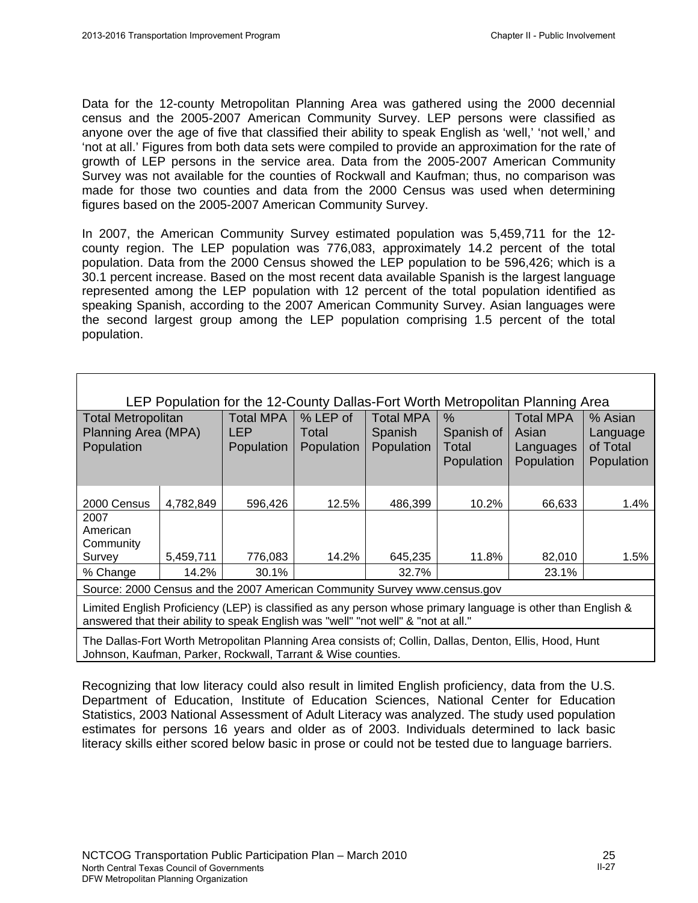Data for the 12-county Metropolitan Planning Area was gathered using the 2000 decennial census and the 2005-2007 American Community Survey. LEP persons were classified as anyone over the age of five that classified their ability to speak English as 'well,' 'not well,' and 'not at all.' Figures from both data sets were compiled to provide an approximation for the rate of growth of LEP persons in the service area. Data from the 2005-2007 American Community Survey was not available for the counties of Rockwall and Kaufman; thus, no comparison was made for those two counties and data from the 2000 Census was used when determining figures based on the 2005-2007 American Community Survey.

In 2007, the American Community Survey estimated population was 5,459,711 for the 12-county region. The LEP population was 776,083, approximately 14.2 percent of the total population. Data from the 2000 Census showed the LEP population to be 596,426; which is a 30.1 percent increase. Based on the most recent data available Spanish is the largest language represented among the LEP population with 12 percent of the total population identified as speaking Spanish, according to the 2007 American Community Survey. Asian languages were the second largest group among the LEP population comprising 1.5 percent of the total population.

LEP Population for the 12-County Dallas-Fort Worth Metropolitan Planning Area

| Total Metropolitan Planning Area (MPA) Population | | Total MPA LEP Population | % LEP of Total Population | Total MPA Spanish Population | % Spanish of Total Population | Total MPA Asian Languages Population | % Asian Language of Total Population |
|---|---|---|---|---|---|---|---|
| 2000 Census | 4,782,849 | 596,426 | 12.5% | 486,399 | 10.2% | 66,633 | 1.4% |
| 2007 American Community Survey | 5,459,711 | 776,083 | 14.2% | 645,235 | 11.8% | 82,010 | 1.5% |
| % Change | 14.2% | 30.1% | | 32.7% | | 23.1% | |

Source: 2000 Census and the 2007 American Community Survey www.census.gov

Limited English Proficiency (LEP) is classified as any person whose primary language is other than English & answered that their ability to speak English was "well" "not well" & "not at all."

The Dallas-Fort Worth Metropolitan Planning Area consists of; Collin, Dallas, Denton, Ellis, Hood, Hunt Johnson, Kaufman, Parker, Rockwall, Tarrant & Wise counties.

Recognizing that low literacy could also result in limited English proficiency, data from the U.S. Department of Education, Institute of Education Sciences, National Center for Education Statistics, 2003 National Assessment of Adult Literacy was analyzed. The study used population estimates for persons 16 years and older as of 2003. Individuals determined to lack basic literacy skills either scored below basic in prose or could not be tested due to language barriers.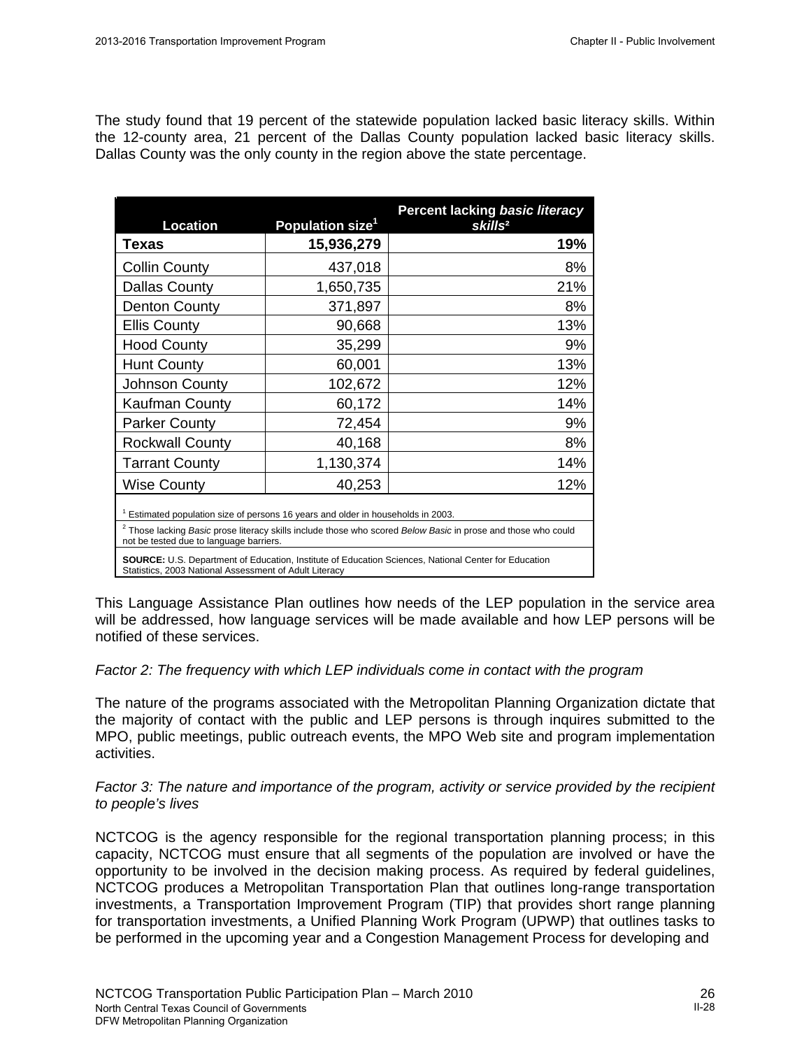The study found that 19 percent of the statewide population lacked basic literacy skills. Within the 12-county area, 21 percent of the Dallas County population lacked basic literacy skills. Dallas County was the only county in the region above the state percentage.

| Location | Population size[1] | Percent lacking *basic literacy skills*[2] |
|---|---|---|
| **Texas** | **15,936,279** | **19%** |
| Collin County | 437,018 | 8% |
| Dallas County | 1,650,735 | 21% |
| Denton County | 371,897 | 8% |
| Ellis County | 90,668 | 13% |
| Hood County | 35,299 | 9% |
| Hunt County | 60,001 | 13% |
| Johnson County | 102,672 | 12% |
| Kaufman County | 60,172 | 14% |
| Parker County | 72,454 | 9% |
| Rockwall County | 40,168 | 8% |
| Tarrant County | 1,130,374 | 14% |
| Wise County | 40,253 | 12% |

[1] Estimated population size of persons 16 years and older in households in 2003.

[2] Those lacking *Basic* prose literacy skills include those who scored *Below Basic* in prose and those who could not be tested due to language barriers.

**SOURCE:** U.S. Department of Education, Institute of Education Sciences, National Center for Education Statistics, 2003 National Assessment of Adult Literacy

This Language Assistance Plan outlines how needs of the LEP population in the service area will be addressed, how language services will be made available and how LEP persons will be notified of these services.

*Factor 2: The frequency with which LEP individuals come in contact with the program*

The nature of the programs associated with the Metropolitan Planning Organization dictate that the majority of contact with the public and LEP persons is through inquires submitted to the MPO, public meetings, public outreach events, the MPO Web site and program implementation activities.

*Factor 3: The nature and importance of the program, activity or service provided by the recipient to people's lives*

NCTCOG is the agency responsible for the regional transportation planning process; in this capacity, NCTCOG must ensure that all segments of the population are involved or have the opportunity to be involved in the decision making process. As required by federal guidelines, NCTCOG produces a Metropolitan Transportation Plan that outlines long-range transportation investments, a Transportation Improvement Program (TIP) that provides short range planning for transportation investments, a Unified Planning Work Program (UPWP) that outlines tasks to be performed in the upcoming year and a Congestion Management Process for developing and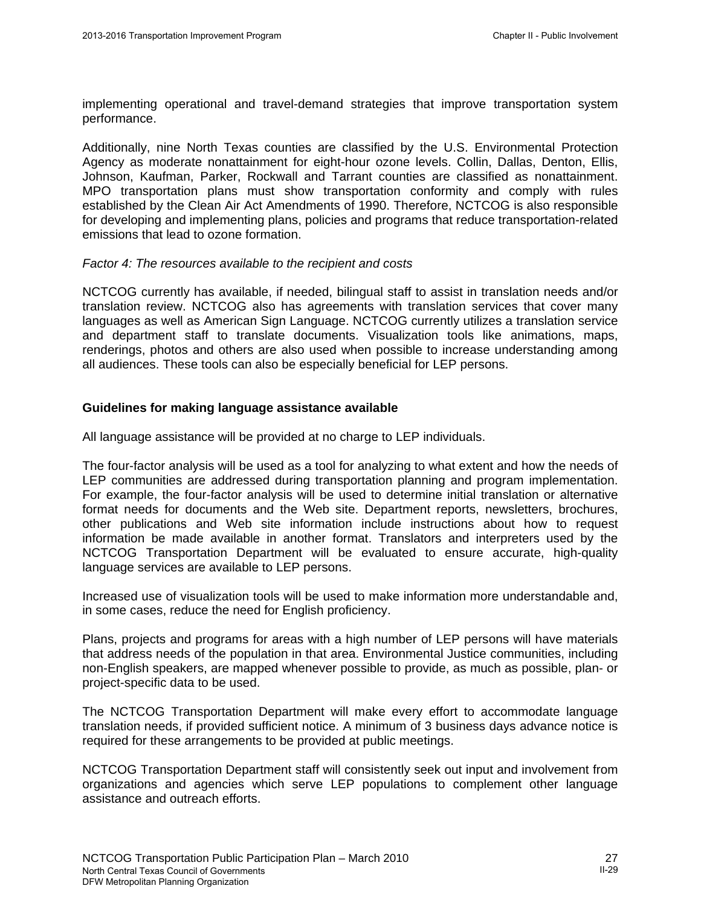implementing operational and travel-demand strategies that improve transportation system performance.

Additionally, nine North Texas counties are classified by the U.S. Environmental Protection Agency as moderate nonattainment for eight-hour ozone levels. Collin, Dallas, Denton, Ellis, Johnson, Kaufman, Parker, Rockwall and Tarrant counties are classified as nonattainment. MPO transportation plans must show transportation conformity and comply with rules established by the Clean Air Act Amendments of 1990. Therefore, NCTCOG is also responsible for developing and implementing plans, policies and programs that reduce transportation-related emissions that lead to ozone formation.

*Factor 4: The resources available to the recipient and costs*

NCTCOG currently has available, if needed, bilingual staff to assist in translation needs and/or translation review. NCTCOG also has agreements with translation services that cover many languages as well as American Sign Language. NCTCOG currently utilizes a translation service and department staff to translate documents. Visualization tools like animations, maps, renderings, photos and others are also used when possible to increase understanding among all audiences. These tools can also be especially beneficial for LEP persons.

**Guidelines for making language assistance available**

All language assistance will be provided at no charge to LEP individuals.

The four-factor analysis will be used as a tool for analyzing to what extent and how the needs of LEP communities are addressed during transportation planning and program implementation. For example, the four-factor analysis will be used to determine initial translation or alternative format needs for documents and the Web site. Department reports, newsletters, brochures, other publications and Web site information include instructions about how to request information be made available in another format. Translators and interpreters used by the NCTCOG Transportation Department will be evaluated to ensure accurate, high-quality language services are available to LEP persons.

Increased use of visualization tools will be used to make information more understandable and, in some cases, reduce the need for English proficiency.

Plans, projects and programs for areas with a high number of LEP persons will have materials that address needs of the population in that area. Environmental Justice communities, including non-English speakers, are mapped whenever possible to provide, as much as possible, plan- or project-specific data to be used.

The NCTCOG Transportation Department will make every effort to accommodate language translation needs, if provided sufficient notice. A minimum of 3 business days advance notice is required for these arrangements to be provided at public meetings.

NCTCOG Transportation Department staff will consistently seek out input and involvement from organizations and agencies which serve LEP populations to complement other language assistance and outreach efforts.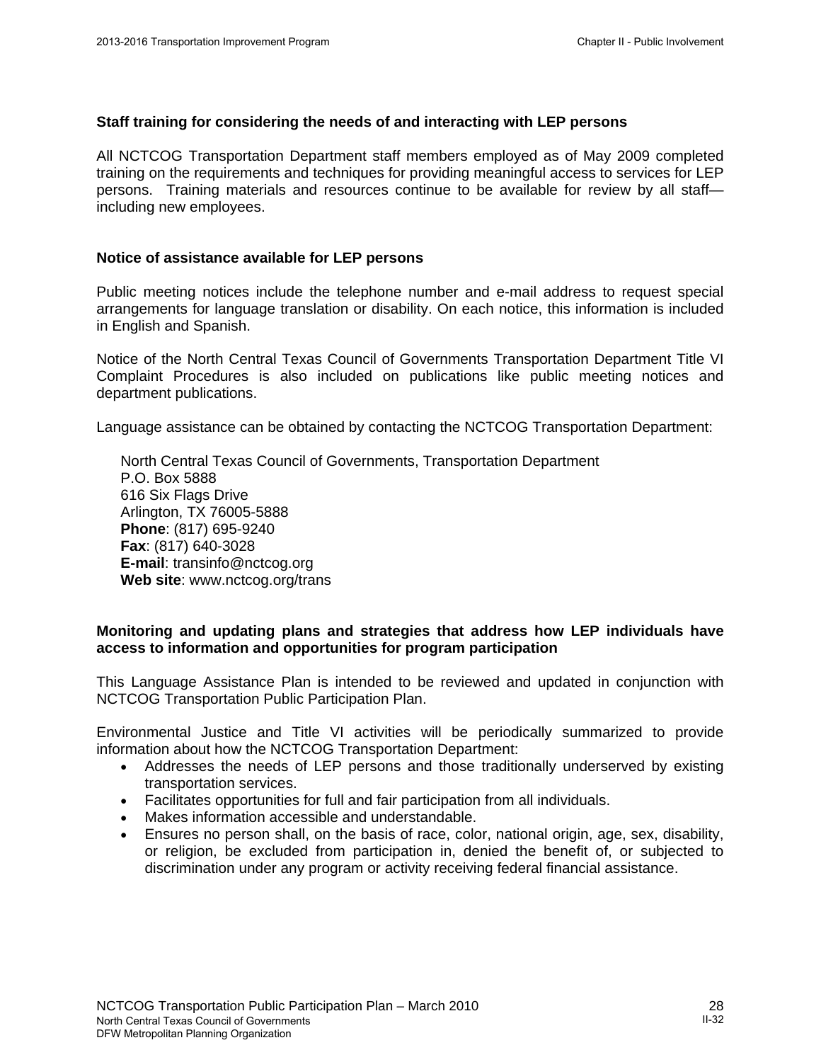### Staff training for considering the needs of and interacting with LEP persons

All NCTCOG Transportation Department staff members employed as of May 2009 completed training on the requirements and techniques for providing meaningful access to services for LEP persons. Training materials and resources continue to be available for review by all staff—including new employees.

### Notice of assistance available for LEP persons

Public meeting notices include the telephone number and e-mail address to request special arrangements for language translation or disability. On each notice, this information is included in English and Spanish.

Notice of the North Central Texas Council of Governments Transportation Department Title VI Complaint Procedures is also included on publications like public meeting notices and department publications.

Language assistance can be obtained by contacting the NCTCOG Transportation Department:

North Central Texas Council of Governments, Transportation Department
P.O. Box 5888
616 Six Flags Drive
Arlington, TX 76005-5888
**Phone**: (817) 695-9240
**Fax**: (817) 640-3028
**E-mail**: transinfo@nctcog.org
**Web site**: www.nctcog.org/trans

### Monitoring and updating plans and strategies that address how LEP individuals have access to information and opportunities for program participation

This Language Assistance Plan is intended to be reviewed and updated in conjunction with NCTCOG Transportation Public Participation Plan.

Environmental Justice and Title VI activities will be periodically summarized to provide information about how the NCTCOG Transportation Department:

- Addresses the needs of LEP persons and those traditionally underserved by existing transportation services.
- Facilitates opportunities for full and fair participation from all individuals.
- Makes information accessible and understandable.
- Ensures no person shall, on the basis of race, color, national origin, age, sex, disability, or religion, be excluded from participation in, denied the benefit of, or subjected to discrimination under any program or activity receiving federal financial assistance.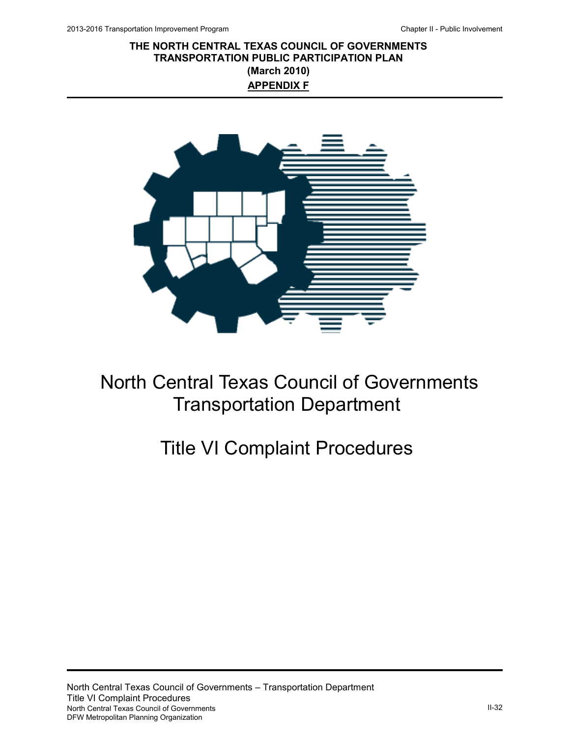**THE NORTH CENTRAL TEXAS COUNCIL OF GOVERNMENTS**
**TRANSPORTATION PUBLIC PARTICIPATION PLAN**
**(March 2010)**
**APPENDIX F**

# North Central Texas Council of Governments Transportation Department

# Title VI Complaint Procedures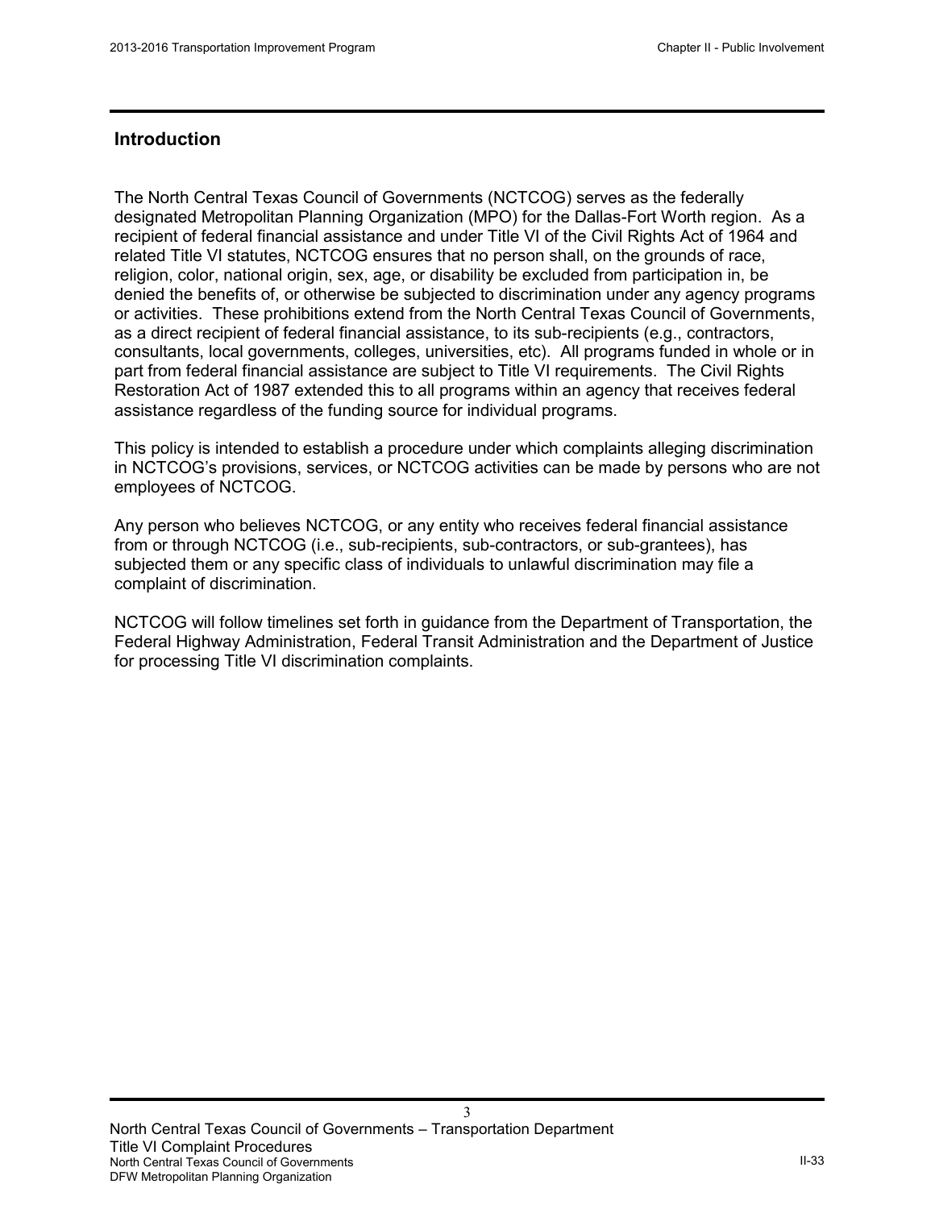## Introduction

The North Central Texas Council of Governments (NCTCOG) serves as the federally designated Metropolitan Planning Organization (MPO) for the Dallas-Fort Worth region. As a recipient of federal financial assistance and under Title VI of the Civil Rights Act of 1964 and related Title VI statutes, NCTCOG ensures that no person shall, on the grounds of race, religion, color, national origin, sex, age, or disability be excluded from participation in, be denied the benefits of, or otherwise be subjected to discrimination under any agency programs or activities. These prohibitions extend from the North Central Texas Council of Governments, as a direct recipient of federal financial assistance, to its sub-recipients (e.g., contractors, consultants, local governments, colleges, universities, etc). All programs funded in whole or in part from federal financial assistance are subject to Title VI requirements. The Civil Rights Restoration Act of 1987 extended this to all programs within an agency that receives federal assistance regardless of the funding source for individual programs.

This policy is intended to establish a procedure under which complaints alleging discrimination in NCTCOG's provisions, services, or NCTCOG activities can be made by persons who are not employees of NCTCOG.

Any person who believes NCTCOG, or any entity who receives federal financial assistance from or through NCTCOG (i.e., sub-recipients, sub-contractors, or sub-grantees), has subjected them or any specific class of individuals to unlawful discrimination may file a complaint of discrimination.

NCTCOG will follow timelines set forth in guidance from the Department of Transportation, the Federal Highway Administration, Federal Transit Administration and the Department of Justice for processing Title VI discrimination complaints.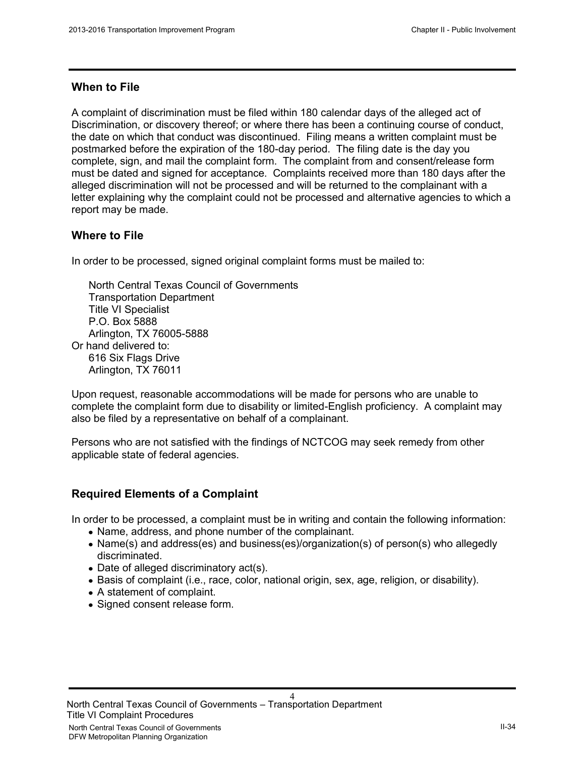## When to File

A complaint of discrimination must be filed within 180 calendar days of the alleged act of Discrimination, or discovery thereof; or where there has been a continuing course of conduct, the date on which that conduct was discontinued. Filing means a written complaint must be postmarked before the expiration of the 180-day period. The filing date is the day you complete, sign, and mail the complaint form. The complaint from and consent/release form must be dated and signed for acceptance. Complaints received more than 180 days after the alleged discrimination will not be processed and will be returned to the complainant with a letter explaining why the complaint could not be processed and alternative agencies to which a report may be made.

## Where to File

In order to be processed, signed original complaint forms must be mailed to:

North Central Texas Council of Governments
Transportation Department
Title VI Specialist
P.O. Box 5888
Arlington, TX 76005-5888

Or hand delivered to:

616 Six Flags Drive
Arlington, TX 76011

Upon request, reasonable accommodations will be made for persons who are unable to complete the complaint form due to disability or limited-English proficiency. A complaint may also be filed by a representative on behalf of a complainant.

Persons who are not satisfied with the findings of NCTCOG may seek remedy from other applicable state of federal agencies.

## Required Elements of a Complaint

In order to be processed, a complaint must be in writing and contain the following information:

- Name, address, and phone number of the complainant.
- Name(s) and address(es) and business(es)/organization(s) of person(s) who allegedly discriminated.
- Date of alleged discriminatory act(s).
- Basis of complaint (i.e., race, color, national origin, sex, age, religion, or disability).
- A statement of complaint.
- Signed consent release form.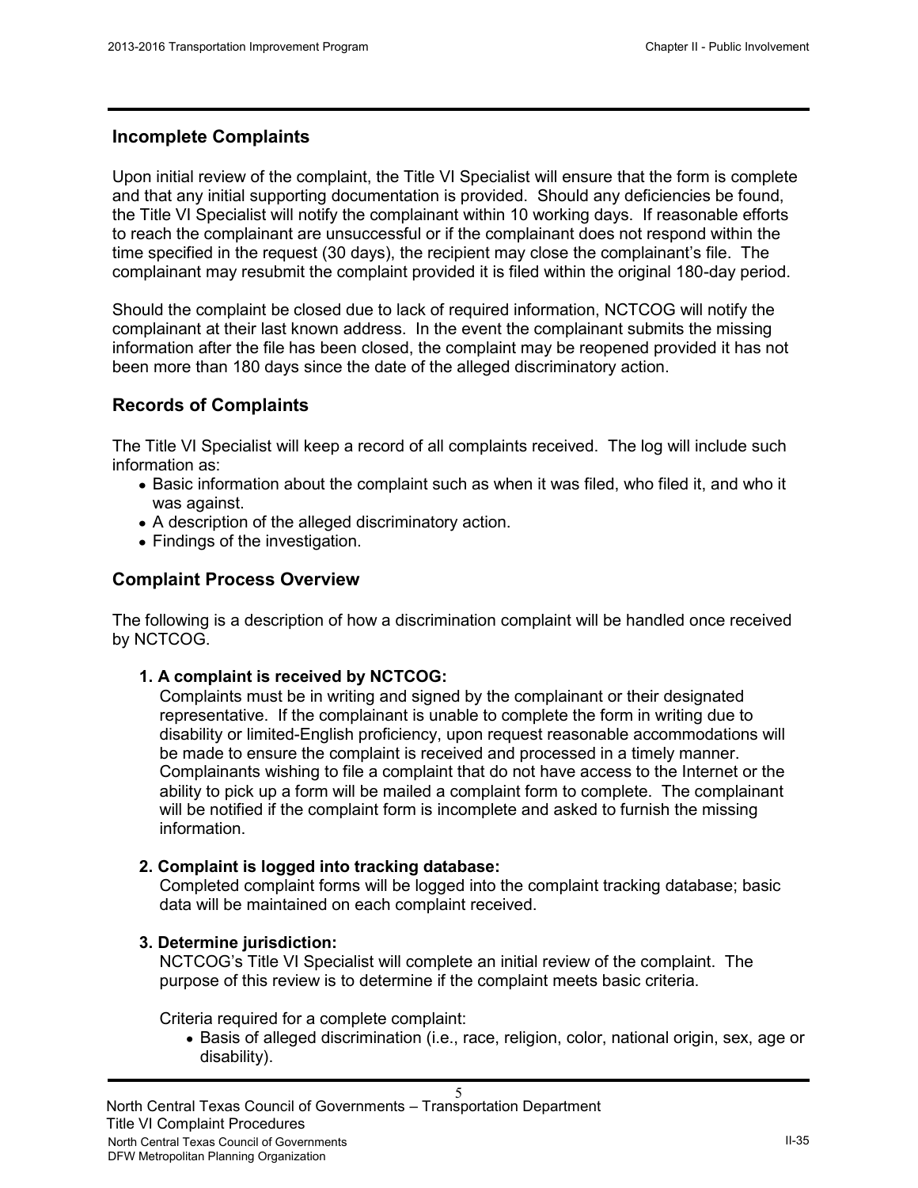## Incomplete Complaints

Upon initial review of the complaint, the Title VI Specialist will ensure that the form is complete and that any initial supporting documentation is provided. Should any deficiencies be found, the Title VI Specialist will notify the complainant within 10 working days. If reasonable efforts to reach the complainant are unsuccessful or if the complainant does not respond within the time specified in the request (30 days), the recipient may close the complainant's file. The complainant may resubmit the complaint provided it is filed within the original 180-day period.

Should the complaint be closed due to lack of required information, NCTCOG will notify the complainant at their last known address. In the event the complainant submits the missing information after the file has been closed, the complaint may be reopened provided it has not been more than 180 days since the date of the alleged discriminatory action.

## Records of Complaints

The Title VI Specialist will keep a record of all complaints received. The log will include such information as:

- Basic information about the complaint such as when it was filed, who filed it, and who it was against.
- A description of the alleged discriminatory action.
- Findings of the investigation.

## Complaint Process Overview

The following is a description of how a discrimination complaint will be handled once received by NCTCOG.

**1. A complaint is received by NCTCOG:**

Complaints must be in writing and signed by the complainant or their designated representative. If the complainant is unable to complete the form in writing due to disability or limited-English proficiency, upon request reasonable accommodations will be made to ensure the complaint is received and processed in a timely manner. Complainants wishing to file a complaint that do not have access to the Internet or the ability to pick up a form will be mailed a complaint form to complete. The complainant will be notified if the complaint form is incomplete and asked to furnish the missing information.

**2. Complaint is logged into tracking database:**

Completed complaint forms will be logged into the complaint tracking database; basic data will be maintained on each complaint received.

**3. Determine jurisdiction:**

NCTCOG's Title VI Specialist will complete an initial review of the complaint. The purpose of this review is to determine if the complaint meets basic criteria.

Criteria required for a complete complaint:

- Basis of alleged discrimination (i.e., race, religion, color, national origin, sex, age or disability).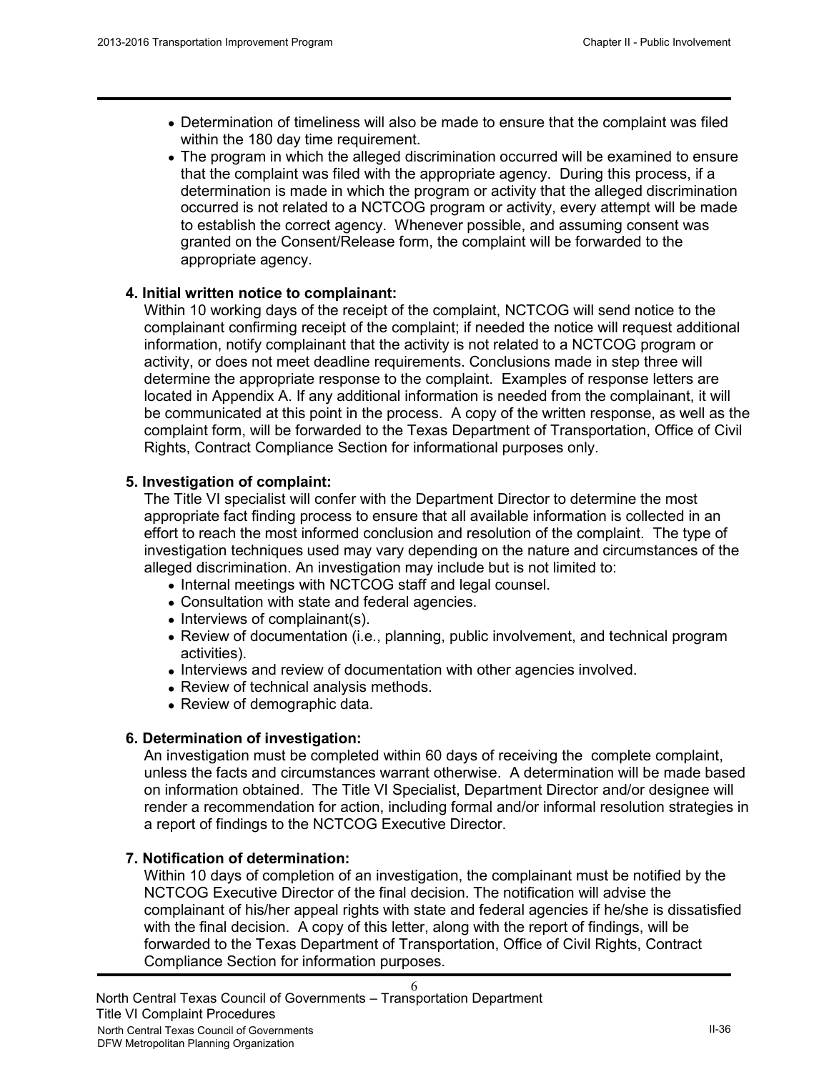- Determination of timeliness will also be made to ensure that the complaint was filed within the 180 day time requirement.
- The program in which the alleged discrimination occurred will be examined to ensure that the complaint was filed with the appropriate agency. During this process, if a determination is made in which the program or activity that the alleged discrimination occurred is not related to a NCTCOG program or activity, every attempt will be made to establish the correct agency. Whenever possible, and assuming consent was granted on the Consent/Release form, the complaint will be forwarded to the appropriate agency.

**4. Initial written notice to complainant:**

Within 10 working days of the receipt of the complaint, NCTCOG will send notice to the complainant confirming receipt of the complaint; if needed the notice will request additional information, notify complainant that the activity is not related to a NCTCOG program or activity, or does not meet deadline requirements. Conclusions made in step three will determine the appropriate response to the complaint. Examples of response letters are located in Appendix A. If any additional information is needed from the complainant, it will be communicated at this point in the process. A copy of the written response, as well as the complaint form, will be forwarded to the Texas Department of Transportation, Office of Civil Rights, Contract Compliance Section for informational purposes only.

**5. Investigation of complaint:**

The Title VI specialist will confer with the Department Director to determine the most appropriate fact finding process to ensure that all available information is collected in an effort to reach the most informed conclusion and resolution of the complaint. The type of investigation techniques used may vary depending on the nature and circumstances of the alleged discrimination. An investigation may include but is not limited to:

- Internal meetings with NCTCOG staff and legal counsel.
- Consultation with state and federal agencies.
- Interviews of complainant(s).
- Review of documentation (i.e., planning, public involvement, and technical program activities).
- Interviews and review of documentation with other agencies involved.
- Review of technical analysis methods.
- Review of demographic data.

**6. Determination of investigation:**

An investigation must be completed within 60 days of receiving the complete complaint, unless the facts and circumstances warrant otherwise. A determination will be made based on information obtained. The Title VI Specialist, Department Director and/or designee will render a recommendation for action, including formal and/or informal resolution strategies in a report of findings to the NCTCOG Executive Director.

**7. Notification of determination:**

Within 10 days of completion of an investigation, the complainant must be notified by the NCTCOG Executive Director of the final decision. The notification will advise the complainant of his/her appeal rights with state and federal agencies if he/she is dissatisfied with the final decision. A copy of this letter, along with the report of findings, will be forwarded to the Texas Department of Transportation, Office of Civil Rights, Contract Compliance Section for information purposes.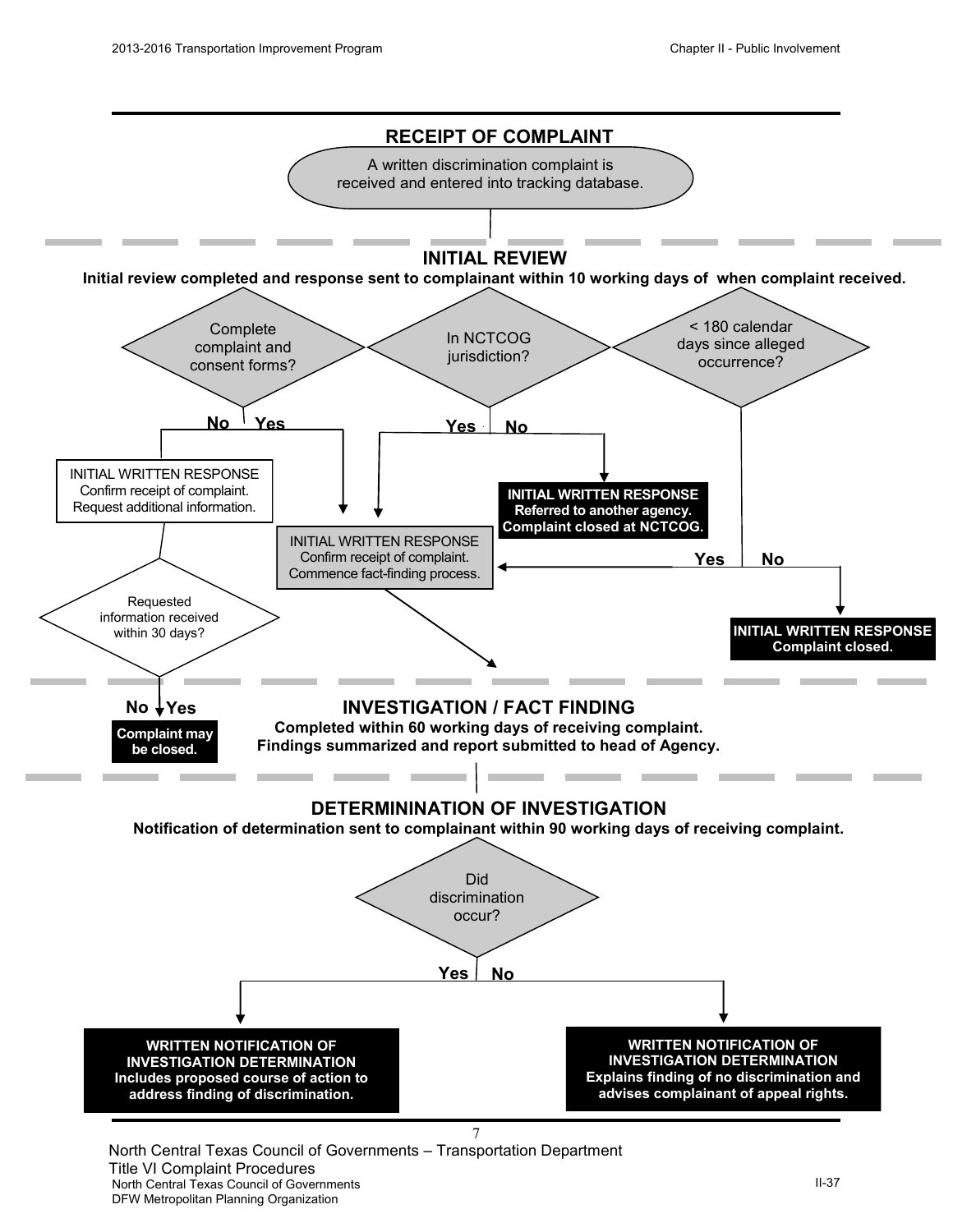## RECEIPT OF COMPLAINT

A written discrimination complaint is received and entered into tracking database.

## INITIAL REVIEW

**Initial review completed and response sent to complainant within 10 working days of when complaint received.**

Complete complaint and consent forms?

- **No** → INITIAL WRITTEN RESPONSE: Confirm receipt of complaint. Request additional information.
  - Requested information received within 30 days?
    - **No** → **Complaint may be closed.**
    - **Yes** → Investigation / Fact Finding
- **Yes** → INITIAL WRITTEN RESPONSE: Confirm receipt of complaint. Commence fact-finding process.

In NCTCOG jurisdiction?

- **Yes** → INITIAL WRITTEN RESPONSE: Confirm receipt of complaint. Commence fact-finding process.
- **No** → **INITIAL WRITTEN RESPONSE: Referred to another agency. Complaint closed at NCTCOG.**

< 180 calendar days since alleged occurrence?

- **Yes** → INITIAL WRITTEN RESPONSE: Confirm receipt of complaint. Commence fact-finding process.
- **No** → **INITIAL WRITTEN RESPONSE: Complaint closed.**

## INVESTIGATION / FACT FINDING

**Completed within 60 working days of receiving complaint.**
**Findings summarized and report submitted to head of Agency.**

## DETERMININATION OF INVESTIGATION

**Notification of determination sent to complainant within 90 working days of receiving complaint.**

Did discrimination occur?

- **Yes** → **WRITTEN NOTIFICATION OF INVESTIGATION DETERMINATION: Includes proposed course of action to address finding of discrimination.**
- **No** → **WRITTEN NOTIFICATION OF INVESTIGATION DETERMINATION: Explains finding of no discrimination and advises complainant of appeal rights.**

7

North Central Texas Council of Governments – Transportation Department
Title VI Complaint Procedures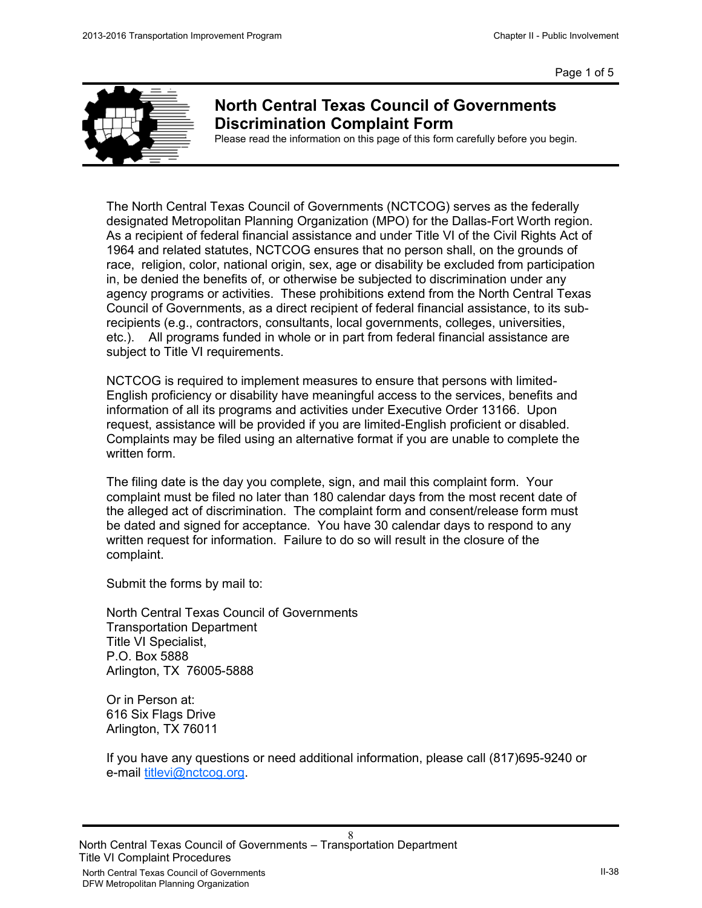# North Central Texas Council of Governments Discrimination Complaint Form

Please read the information on this page of this form carefully before you begin.

The North Central Texas Council of Governments (NCTCOG) serves as the federally designated Metropolitan Planning Organization (MPO) for the Dallas-Fort Worth region. As a recipient of federal financial assistance and under Title VI of the Civil Rights Act of 1964 and related statutes, NCTCOG ensures that no person shall, on the grounds of race, religion, color, national origin, sex, age or disability be excluded from participation in, be denied the benefits of, or otherwise be subjected to discrimination under any agency programs or activities. These prohibitions extend from the North Central Texas Council of Governments, as a direct recipient of federal financial assistance, to its sub-recipients (e.g., contractors, consultants, local governments, colleges, universities, etc.). All programs funded in whole or in part from federal financial assistance are subject to Title VI requirements.

NCTCOG is required to implement measures to ensure that persons with limited-English proficiency or disability have meaningful access to the services, benefits and information of all its programs and activities under Executive Order 13166. Upon request, assistance will be provided if you are limited-English proficient or disabled. Complaints may be filed using an alternative format if you are unable to complete the written form.

The filing date is the day you complete, sign, and mail this complaint form. Your complaint must be filed no later than 180 calendar days from the most recent date of the alleged act of discrimination. The complaint form and consent/release form must be dated and signed for acceptance. You have 30 calendar days to respond to any written request for information. Failure to do so will result in the closure of the complaint.

Submit the forms by mail to:

North Central Texas Council of Governments
Transportation Department
Title VI Specialist,
P.O. Box 5888
Arlington, TX 76005-5888

Or in Person at:
616 Six Flags Drive
Arlington, TX 76011

If you have any questions or need additional information, please call (817)695-9240 or e-mail titlevi@nctcog.org.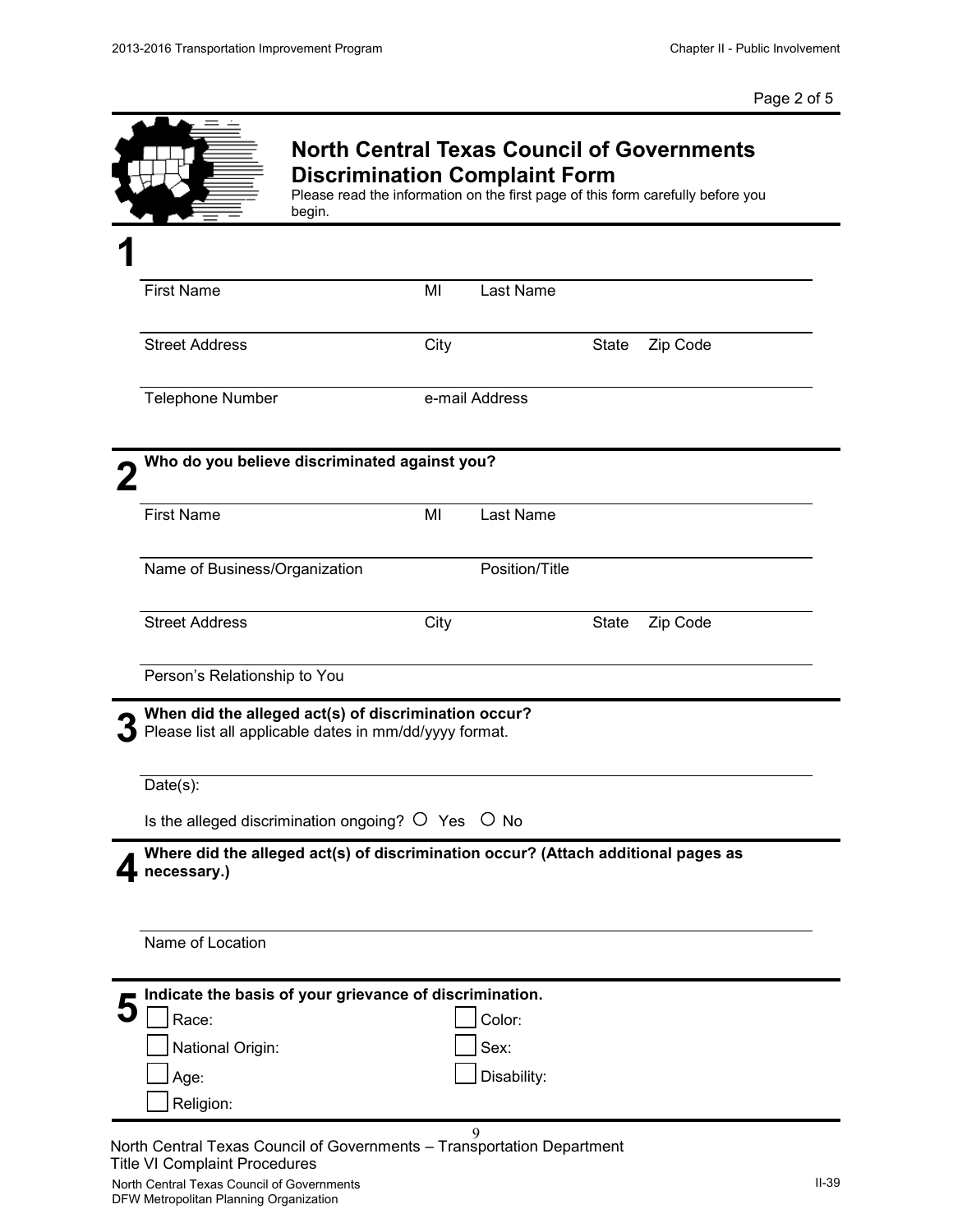# North Central Texas Council of Governments Discrimination Complaint Form

Please read the information on the first page of this form carefully before you begin.

## 1

| First Name | MI | Last Name | |
|---|---|---|---|
| Street Address | City | State | Zip Code |
| Telephone Number | e-mail Address | | |

## 2 Who do you believe discriminated against you?

| First Name | MI | Last Name | |
|---|---|---|---|
| Name of Business/Organization | | Position/Title | |
| Street Address | City | State | Zip Code |
| Person's Relationship to You | | | |

## 3 When did the alleged act(s) of discrimination occur?

Please list all applicable dates in mm/dd/yyyy format.

Date(s):

Is the alleged discrimination ongoing? ○ Yes ○ No

## 4 Where did the alleged act(s) of discrimination occur? (Attach additional pages as necessary.)

Name of Location

## 5 Indicate the basis of your grievance of discrimination.

- ☐ Race:
- ☐ Color:
- ☐ National Origin:
- ☐ Sex:
- ☐ Age:
- ☐ Disability:
- ☐ Religion:

North Central Texas Council of Governments – Transportation Department
Title VI Complaint Procedures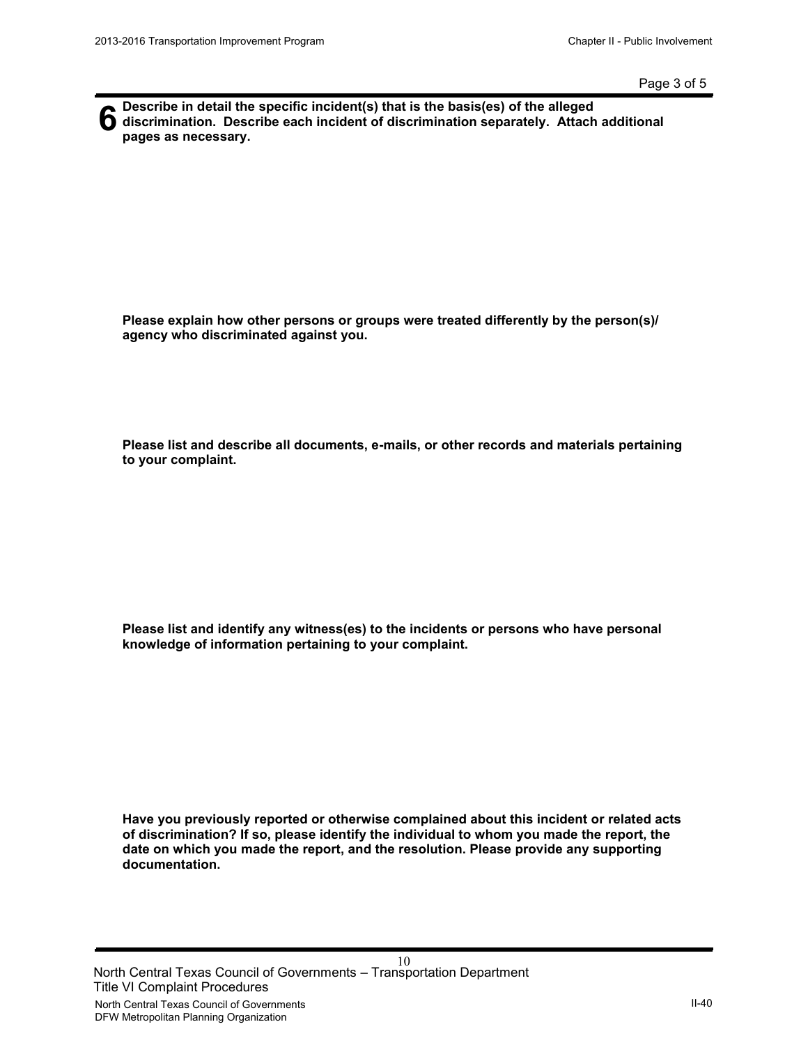**6** **Describe in detail the specific incident(s) that is the basis(es) of the alleged discrimination. Describe each incident of discrimination separately. Attach additional pages as necessary.**

**Please explain how other persons or groups were treated differently by the person(s)/ agency who discriminated against you.**

**Please list and describe all documents, e-mails, or other records and materials pertaining to your complaint.**

**Please list and identify any witness(es) to the incidents or persons who have personal knowledge of information pertaining to your complaint.**

**Have you previously reported or otherwise complained about this incident or related acts of discrimination? If so, please identify the individual to whom you made the report, the date on which you made the report, and the resolution. Please provide any supporting documentation.**

North Central Texas Council of Governments – Transportation Department
Title VI Complaint Procedures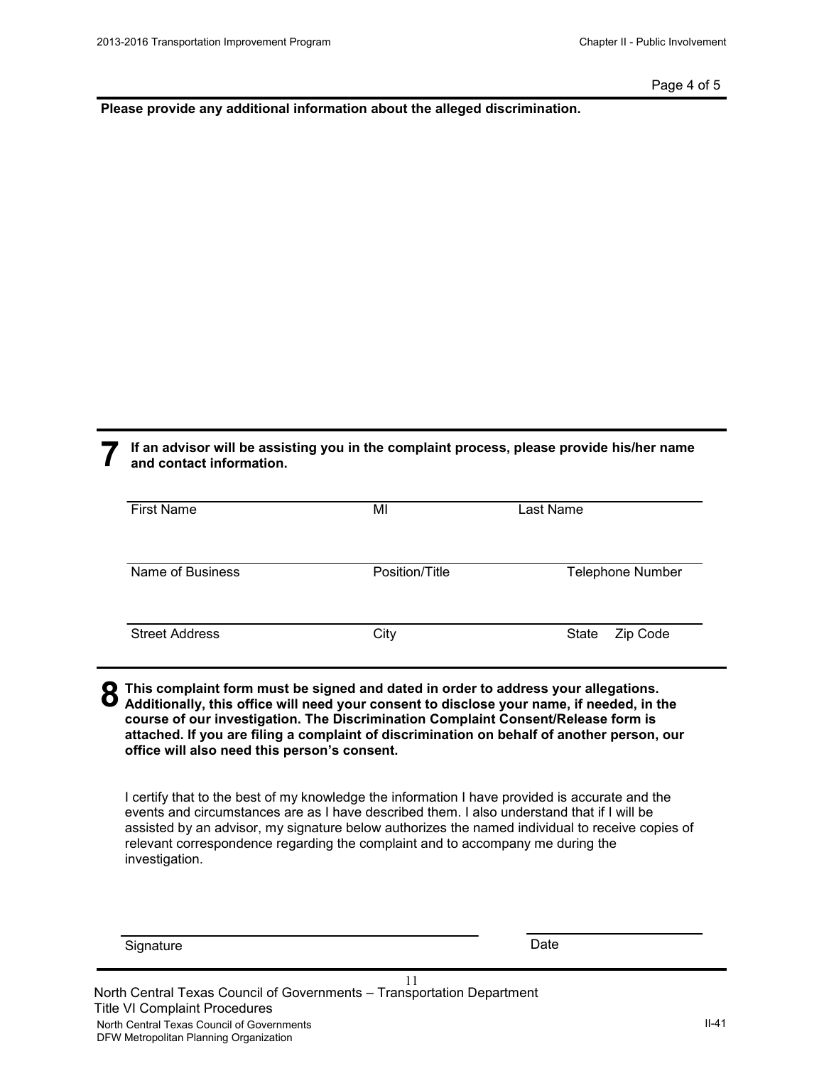**Please provide any additional information about the alleged discrimination.**

## 7 If an advisor will be assisting you in the complaint process, please provide his/her name and contact information.

| First Name | MI | Last Name |
|---|---|---|
| Name of Business | Position/Title | Telephone Number |
| Street Address | City | State Zip Code |

## 8 This complaint form must be signed and dated in order to address your allegations. Additionally, this office will need your consent to disclose your name, if needed, in the course of our investigation. The Discrimination Complaint Consent/Release form is attached. If you are filing a complaint of discrimination on behalf of another person, our office will also need this person's consent.

I certify that to the best of my knowledge the information I have provided is accurate and the events and circumstances are as I have described them. I also understand that if I will be assisted by an advisor, my signature below authorizes the named individual to receive copies of relevant correspondence regarding the complaint and to accompany me during the investigation.

Signature ____________________ Date ____________

North Central Texas Council of Governments – Transportation Department
Title VI Complaint Procedures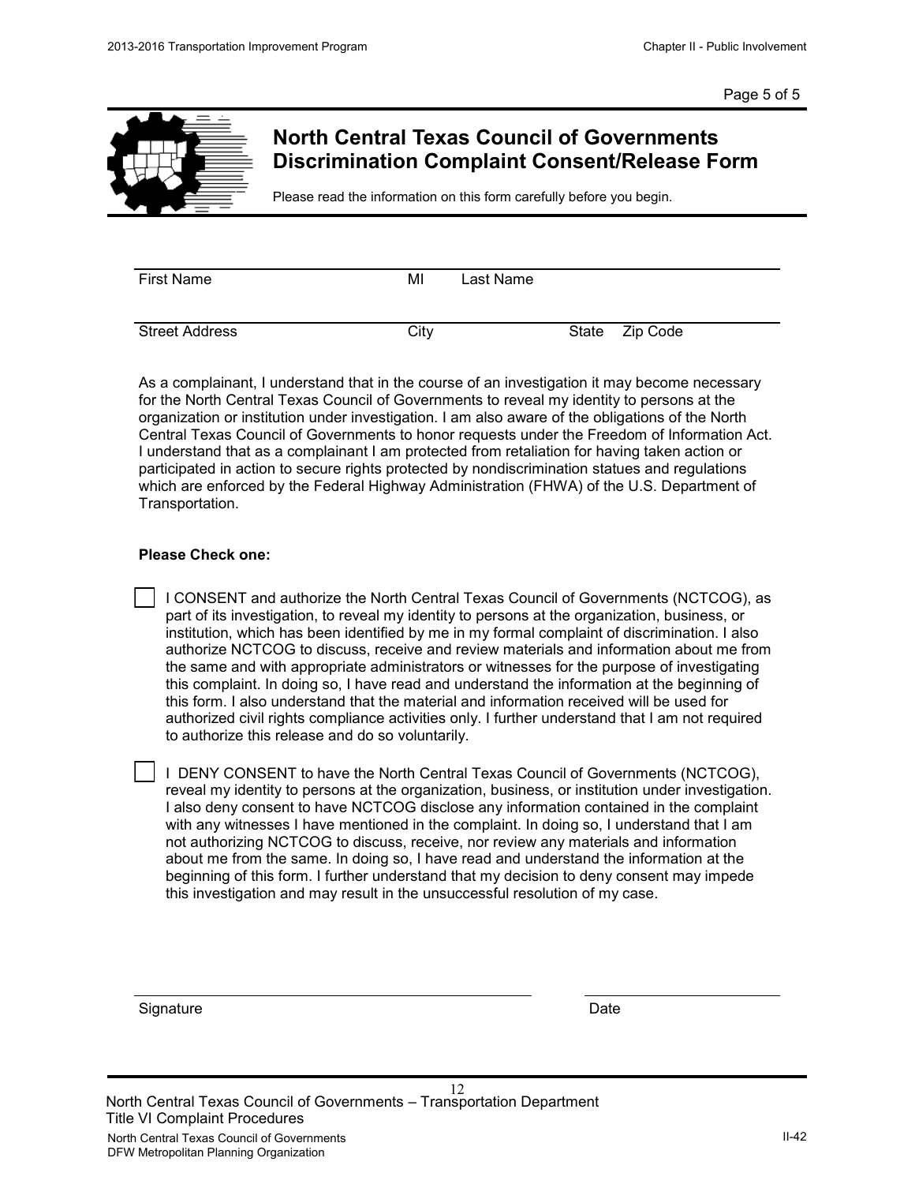# North Central Texas Council of Governments Discrimination Complaint Consent/Release Form

Please read the information on this form carefully before you begin.

| First Name | MI | Last Name | | |
|---|---|---|---|---|
| Street Address | City | | State | Zip Code |

As a complainant, I understand that in the course of an investigation it may become necessary for the North Central Texas Council of Governments to reveal my identity to persons at the organization or institution under investigation. I am also aware of the obligations of the North Central Texas Council of Governments to honor requests under the Freedom of Information Act. I understand that as a complainant I am protected from retaliation for having taken action or participated in action to secure rights protected by nondiscrimination statues and regulations which are enforced by the Federal Highway Administration (FHWA) of the U.S. Department of Transportation.

**Please Check one:**

☐ I CONSENT and authorize the North Central Texas Council of Governments (NCTCOG), as part of its investigation, to reveal my identity to persons at the organization, business, or institution, which has been identified by me in my formal complaint of discrimination. I also authorize NCTCOG to discuss, receive and review materials and information about me from the same and with appropriate administrators or witnesses for the purpose of investigating this complaint. In doing so, I have read and understand the information at the beginning of this form. I also understand that the material and information received will be used for authorized civil rights compliance activities only. I further understand that I am not required to authorize this release and do so voluntarily.

☐ I DENY CONSENT to have the North Central Texas Council of Governments (NCTCOG), reveal my identity to persons at the organization, business, or institution under investigation. I also deny consent to have NCTCOG disclose any information contained in the complaint with any witnesses I have mentioned in the complaint. In doing so, I understand that I am not authorizing NCTCOG to discuss, receive, nor review any materials and information about me from the same. In doing so, I have read and understand the information at the beginning of this form. I further understand that my decision to deny consent may impede this investigation and may result in the unsuccessful resolution of my case.

Signature ______________________________ Date ______________

North Central Texas Council of Governments – Transportation Department
Title VI Complaint Procedures